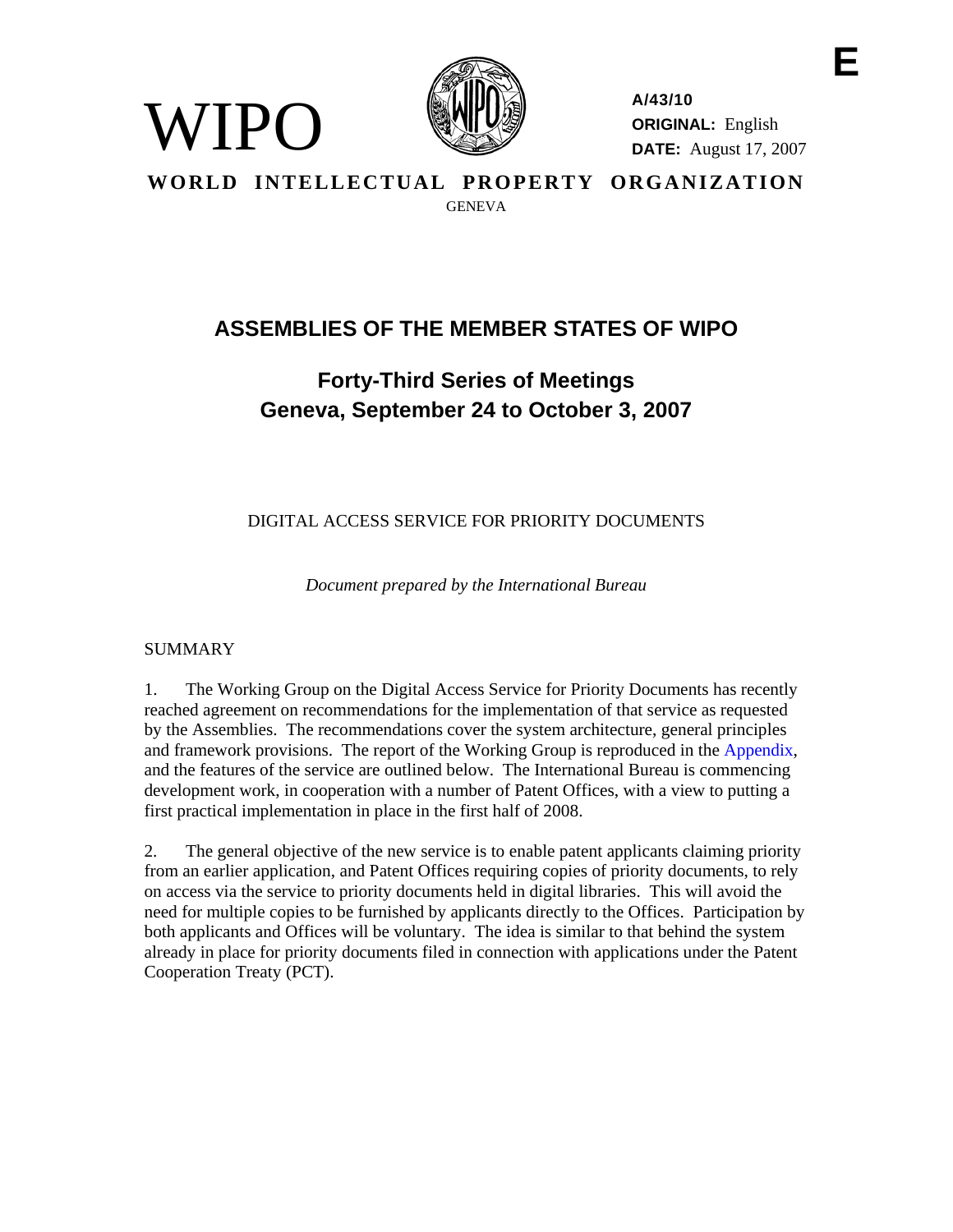E

WIPO

A/43/10
**ORIGINAL:** English
**DATE:** August 17, 2007

**WORLD INTELLECTUAL PROPERTY ORGANIZATION**
GENEVA

# ASSEMBLIES OF THE MEMBER STATES OF WIPO

## Forty-Third Series of Meetings
## Geneva, September 24 to October 3, 2007

DIGITAL ACCESS SERVICE FOR PRIORITY DOCUMENTS

*Document prepared by the International Bureau*

SUMMARY

1. The Working Group on the Digital Access Service for Priority Documents has recently reached agreement on recommendations for the implementation of that service as requested by the Assemblies. The recommendations cover the system architecture, general principles and framework provisions. The report of the Working Group is reproduced in the Appendix, and the features of the service are outlined below. The International Bureau is commencing development work, in cooperation with a number of Patent Offices, with a view to putting a first practical implementation in place in the first half of 2008.

2. The general objective of the new service is to enable patent applicants claiming priority from an earlier application, and Patent Offices requiring copies of priority documents, to rely on access via the service to priority documents held in digital libraries. This will avoid the need for multiple copies to be furnished by applicants directly to the Offices. Participation by both applicants and Offices will be voluntary. The idea is similar to that behind the system already in place for priority documents filed in connection with applications under the Patent Cooperation Treaty (PCT).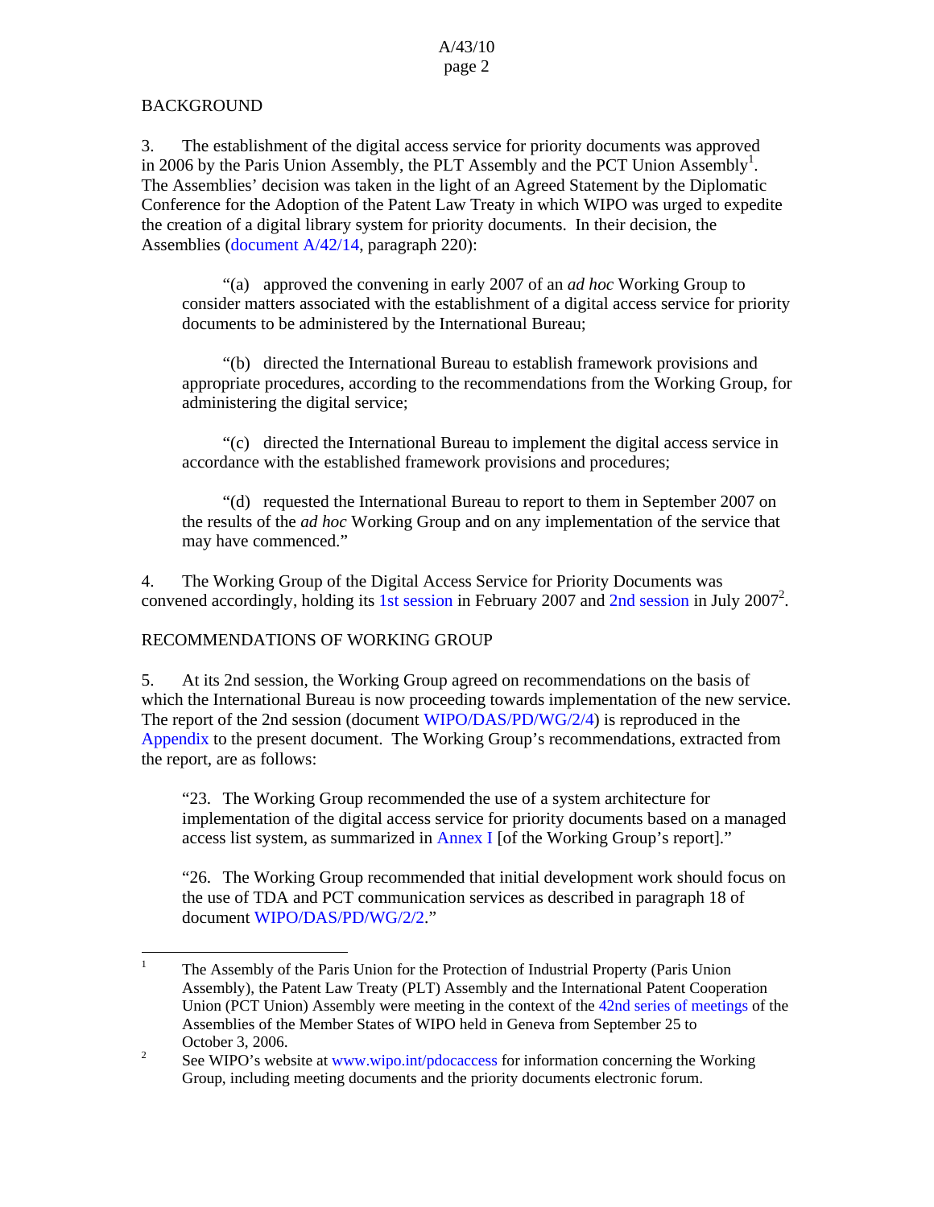BACKGROUND

3. The establishment of the digital access service for priority documents was approved in 2006 by the Paris Union Assembly, the PLT Assembly and the PCT Union Assembly[1]. The Assemblies' decision was taken in the light of an Agreed Statement by the Diplomatic Conference for the Adoption of the Patent Law Treaty in which WIPO was urged to expedite the creation of a digital library system for priority documents. In their decision, the Assemblies (document A/42/14, paragraph 220):

> "(a) approved the convening in early 2007 of an *ad hoc* Working Group to consider matters associated with the establishment of a digital access service for priority documents to be administered by the International Bureau;
>
> "(b) directed the International Bureau to establish framework provisions and appropriate procedures, according to the recommendations from the Working Group, for administering the digital service;
>
> "(c) directed the International Bureau to implement the digital access service in accordance with the established framework provisions and procedures;
>
> "(d) requested the International Bureau to report to them in September 2007 on the results of the *ad hoc* Working Group and on any implementation of the service that may have commenced."

4. The Working Group of the Digital Access Service for Priority Documents was convened accordingly, holding its 1st session in February 2007 and 2nd session in July 2007[2].

RECOMMENDATIONS OF WORKING GROUP

5. At its 2nd session, the Working Group agreed on recommendations on the basis of which the International Bureau is now proceeding towards implementation of the new service. The report of the 2nd session (document WIPO/DAS/PD/WG/2/4) is reproduced in the Appendix to the present document. The Working Group's recommendations, extracted from the report, are as follows:

> "23. The Working Group recommended the use of a system architecture for implementation of the digital access service for priority documents based on a managed access list system, as summarized in Annex I [of the Working Group's report]."
>
> "26. The Working Group recommended that initial development work should focus on the use of TDA and PCT communication services as described in paragraph 18 of document WIPO/DAS/PD/WG/2/2."

---

[1] The Assembly of the Paris Union for the Protection of Industrial Property (Paris Union Assembly), the Patent Law Treaty (PLT) Assembly and the International Patent Cooperation Union (PCT Union) Assembly were meeting in the context of the 42nd series of meetings of the Assemblies of the Member States of WIPO held in Geneva from September 25 to October 3, 2006.

[2] See WIPO's website at www.wipo.int/pdocaccess for information concerning the Working Group, including meeting documents and the priority documents electronic forum.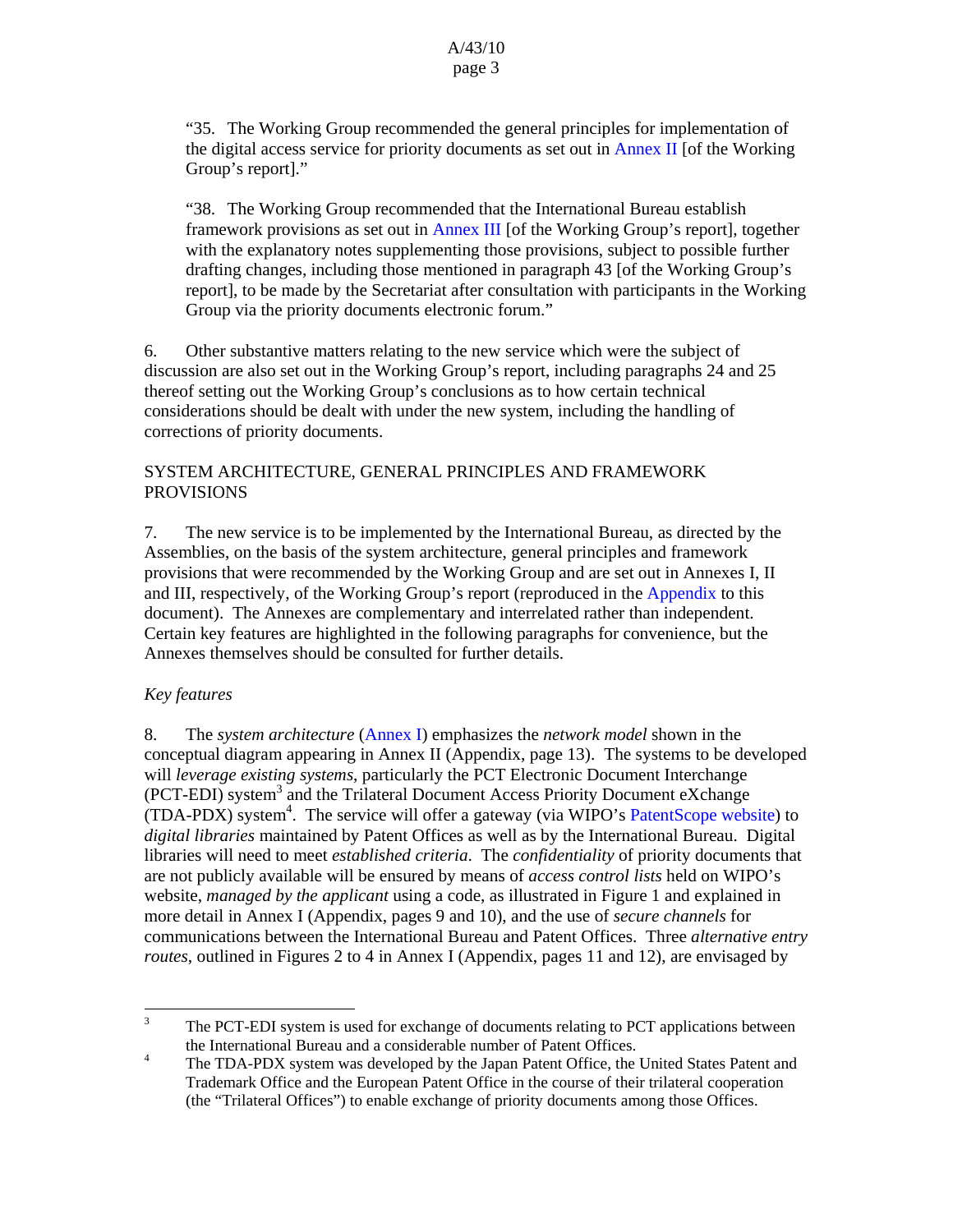> "35. The Working Group recommended the general principles for implementation of the digital access service for priority documents as set out in Annex II [of the Working Group's report]."
>
> "38. The Working Group recommended that the International Bureau establish framework provisions as set out in Annex III [of the Working Group's report], together with the explanatory notes supplementing those provisions, subject to possible further drafting changes, including those mentioned in paragraph 43 [of the Working Group's report], to be made by the Secretariat after consultation with participants in the Working Group via the priority documents electronic forum."

6. Other substantive matters relating to the new service which were the subject of discussion are also set out in the Working Group's report, including paragraphs 24 and 25 thereof setting out the Working Group's conclusions as to how certain technical considerations should be dealt with under the new system, including the handling of corrections of priority documents.

## SYSTEM ARCHITECTURE, GENERAL PRINCIPLES AND FRAMEWORK PROVISIONS

7. The new service is to be implemented by the International Bureau, as directed by the Assemblies, on the basis of the system architecture, general principles and framework provisions that were recommended by the Working Group and are set out in Annexes I, II and III, respectively, of the Working Group's report (reproduced in the Appendix to this document). The Annexes are complementary and interrelated rather than independent. Certain key features are highlighted in the following paragraphs for convenience, but the Annexes themselves should be consulted for further details.

### *Key features*

8. The *system architecture* (Annex I) emphasizes the *network model* shown in the conceptual diagram appearing in Annex II (Appendix, page 13). The systems to be developed will *leverage existing systems*, particularly the PCT Electronic Document Interchange (PCT-EDI) system[3] and the Trilateral Document Access Priority Document eXchange (TDA-PDX) system[4]. The service will offer a gateway (via WIPO's PatentScope website) to *digital libraries* maintained by Patent Offices as well as by the International Bureau. Digital libraries will need to meet *established criteria*. The *confidentiality* of priority documents that are not publicly available will be ensured by means of *access control lists* held on WIPO's website, *managed by the applicant* using a code, as illustrated in Figure 1 and explained in more detail in Annex I (Appendix, pages 9 and 10), and the use of *secure channels* for communications between the International Bureau and Patent Offices. Three *alternative entry routes*, outlined in Figures 2 to 4 in Annex I (Appendix, pages 11 and 12), are envisaged by

---

[3] The PCT-EDI system is used for exchange of documents relating to PCT applications between the International Bureau and a considerable number of Patent Offices.

[4] The TDA-PDX system was developed by the Japan Patent Office, the United States Patent and Trademark Office and the European Patent Office in the course of their trilateral cooperation (the "Trilateral Offices") to enable exchange of priority documents among those Offices.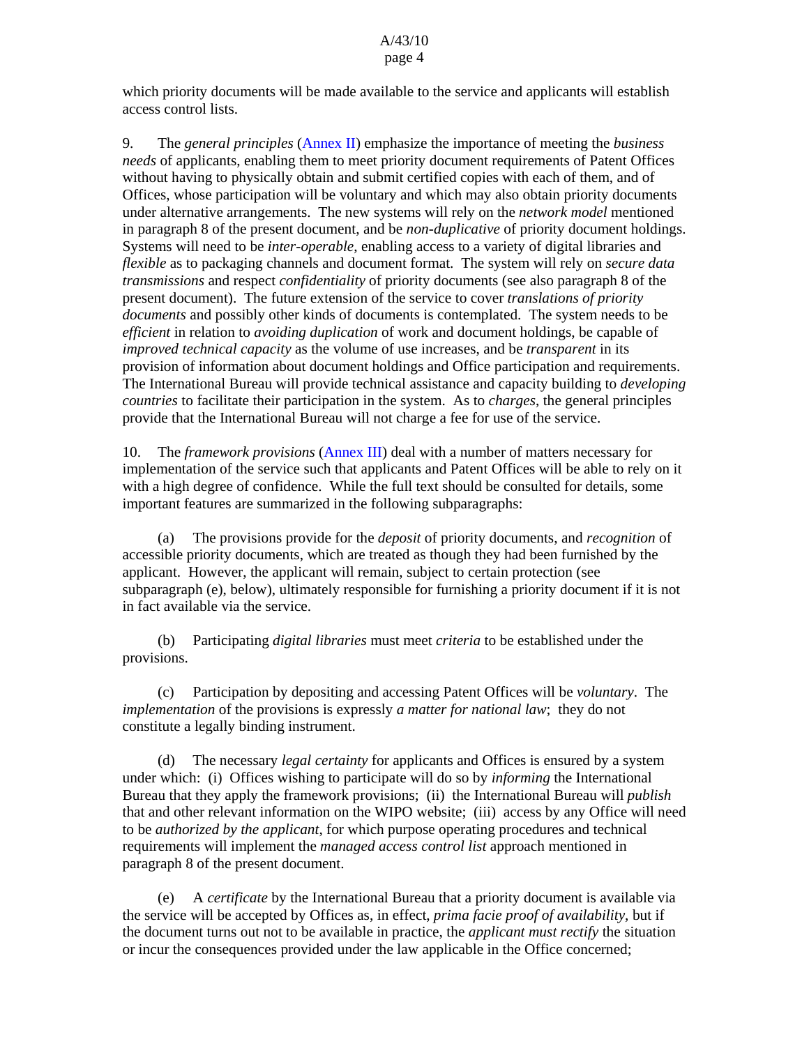which priority documents will be made available to the service and applicants will establish access control lists.

9. The *general principles* (Annex II) emphasize the importance of meeting the *business needs* of applicants, enabling them to meet priority document requirements of Patent Offices without having to physically obtain and submit certified copies with each of them, and of Offices, whose participation will be voluntary and which may also obtain priority documents under alternative arrangements. The new systems will rely on the *network model* mentioned in paragraph 8 of the present document, and be *non-duplicative* of priority document holdings. Systems will need to be *inter-operable*, enabling access to a variety of digital libraries and *flexible* as to packaging channels and document format. The system will rely on *secure data transmissions* and respect *confidentiality* of priority documents (see also paragraph 8 of the present document). The future extension of the service to cover *translations of priority documents* and possibly other kinds of documents is contemplated. The system needs to be *efficient* in relation to *avoiding duplication* of work and document holdings, be capable of *improved technical capacity* as the volume of use increases, and be *transparent* in its provision of information about document holdings and Office participation and requirements. The International Bureau will provide technical assistance and capacity building to *developing countries* to facilitate their participation in the system. As to *charges*, the general principles provide that the International Bureau will not charge a fee for use of the service.

10. The *framework provisions* (Annex III) deal with a number of matters necessary for implementation of the service such that applicants and Patent Offices will be able to rely on it with a high degree of confidence. While the full text should be consulted for details, some important features are summarized in the following subparagraphs:

(a) The provisions provide for the *deposit* of priority documents, and *recognition* of accessible priority documents, which are treated as though they had been furnished by the applicant. However, the applicant will remain, subject to certain protection (see subparagraph (e), below), ultimately responsible for furnishing a priority document if it is not in fact available via the service.

(b) Participating *digital libraries* must meet *criteria* to be established under the provisions.

(c) Participation by depositing and accessing Patent Offices will be *voluntary*. The *implementation* of the provisions is expressly *a matter for national law*; they do not constitute a legally binding instrument.

(d) The necessary *legal certainty* for applicants and Offices is ensured by a system under which: (i) Offices wishing to participate will do so by *informing* the International Bureau that they apply the framework provisions; (ii) the International Bureau will *publish* that and other relevant information on the WIPO website; (iii) access by any Office will need to be *authorized by the applicant*, for which purpose operating procedures and technical requirements will implement the *managed access control list* approach mentioned in paragraph 8 of the present document.

(e) A *certificate* by the International Bureau that a priority document is available via the service will be accepted by Offices as, in effect, *prima facie proof of availability*, but if the document turns out not to be available in practice, the *applicant must rectify* the situation or incur the consequences provided under the law applicable in the Office concerned;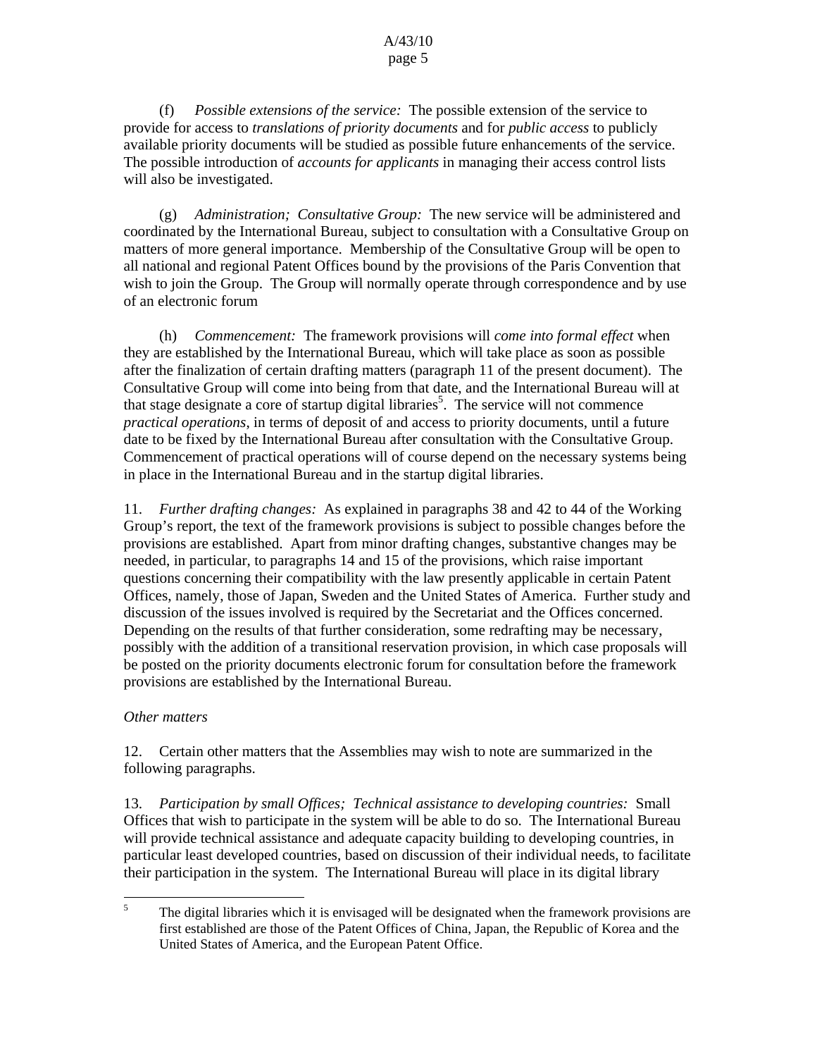(f) *Possible extensions of the service:* The possible extension of the service to provide for access to *translations of priority documents* and for *public access* to publicly available priority documents will be studied as possible future enhancements of the service. The possible introduction of *accounts for applicants* in managing their access control lists will also be investigated.

(g) *Administration; Consultative Group:* The new service will be administered and coordinated by the International Bureau, subject to consultation with a Consultative Group on matters of more general importance. Membership of the Consultative Group will be open to all national and regional Patent Offices bound by the provisions of the Paris Convention that wish to join the Group. The Group will normally operate through correspondence and by use of an electronic forum

(h) *Commencement:* The framework provisions will *come into formal effect* when they are established by the International Bureau, which will take place as soon as possible after the finalization of certain drafting matters (paragraph 11 of the present document). The Consultative Group will come into being from that date, and the International Bureau will at that stage designate a core of startup digital libraries[5]. The service will not commence *practical operations*, in terms of deposit of and access to priority documents, until a future date to be fixed by the International Bureau after consultation with the Consultative Group. Commencement of practical operations will of course depend on the necessary systems being in place in the International Bureau and in the startup digital libraries.

11. *Further drafting changes:* As explained in paragraphs 38 and 42 to 44 of the Working Group's report, the text of the framework provisions is subject to possible changes before the provisions are established. Apart from minor drafting changes, substantive changes may be needed, in particular, to paragraphs 14 and 15 of the provisions, which raise important questions concerning their compatibility with the law presently applicable in certain Patent Offices, namely, those of Japan, Sweden and the United States of America. Further study and discussion of the issues involved is required by the Secretariat and the Offices concerned. Depending on the results of that further consideration, some redrafting may be necessary, possibly with the addition of a transitional reservation provision, in which case proposals will be posted on the priority documents electronic forum for consultation before the framework provisions are established by the International Bureau.

*Other matters*

12. Certain other matters that the Assemblies may wish to note are summarized in the following paragraphs.

13. *Participation by small Offices; Technical assistance to developing countries:* Small Offices that wish to participate in the system will be able to do so. The International Bureau will provide technical assistance and adequate capacity building to developing countries, in particular least developed countries, based on discussion of their individual needs, to facilitate their participation in the system. The International Bureau will place in its digital library

---

[5] The digital libraries which it is envisaged will be designated when the framework provisions are first established are those of the Patent Offices of China, Japan, the Republic of Korea and the United States of America, and the European Patent Office.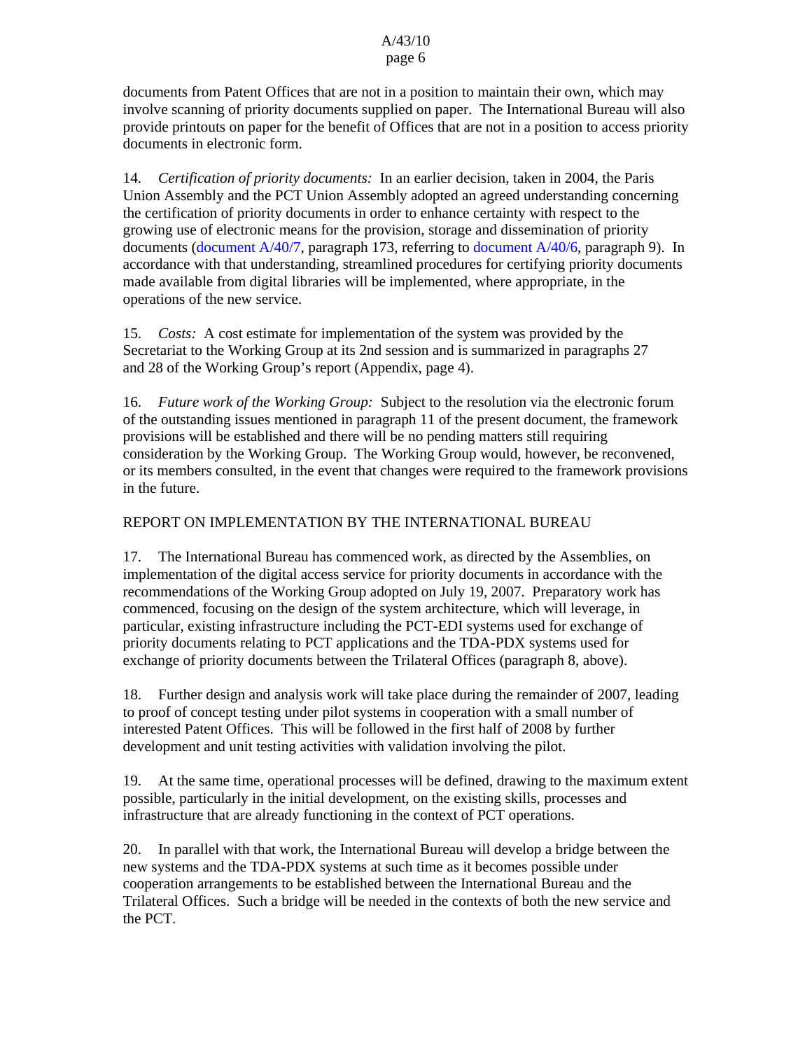documents from Patent Offices that are not in a position to maintain their own, which may involve scanning of priority documents supplied on paper. The International Bureau will also provide printouts on paper for the benefit of Offices that are not in a position to access priority documents in electronic form.

14. *Certification of priority documents:* In an earlier decision, taken in 2004, the Paris Union Assembly and the PCT Union Assembly adopted an agreed understanding concerning the certification of priority documents in order to enhance certainty with respect to the growing use of electronic means for the provision, storage and dissemination of priority documents (document A/40/7, paragraph 173, referring to document A/40/6, paragraph 9). In accordance with that understanding, streamlined procedures for certifying priority documents made available from digital libraries will be implemented, where appropriate, in the operations of the new service.

15. *Costs:* A cost estimate for implementation of the system was provided by the Secretariat to the Working Group at its 2nd session and is summarized in paragraphs 27 and 28 of the Working Group's report (Appendix, page 4).

16. *Future work of the Working Group:* Subject to the resolution via the electronic forum of the outstanding issues mentioned in paragraph 11 of the present document, the framework provisions will be established and there will be no pending matters still requiring consideration by the Working Group. The Working Group would, however, be reconvened, or its members consulted, in the event that changes were required to the framework provisions in the future.

## REPORT ON IMPLEMENTATION BY THE INTERNATIONAL BUREAU

17. The International Bureau has commenced work, as directed by the Assemblies, on implementation of the digital access service for priority documents in accordance with the recommendations of the Working Group adopted on July 19, 2007. Preparatory work has commenced, focusing on the design of the system architecture, which will leverage, in particular, existing infrastructure including the PCT-EDI systems used for exchange of priority documents relating to PCT applications and the TDA-PDX systems used for exchange of priority documents between the Trilateral Offices (paragraph 8, above).

18. Further design and analysis work will take place during the remainder of 2007, leading to proof of concept testing under pilot systems in cooperation with a small number of interested Patent Offices. This will be followed in the first half of 2008 by further development and unit testing activities with validation involving the pilot.

19. At the same time, operational processes will be defined, drawing to the maximum extent possible, particularly in the initial development, on the existing skills, processes and infrastructure that are already functioning in the context of PCT operations.

20. In parallel with that work, the International Bureau will develop a bridge between the new systems and the TDA-PDX systems at such time as it becomes possible under cooperation arrangements to be established between the International Bureau and the Trilateral Offices. Such a bridge will be needed in the contexts of both the new service and the PCT.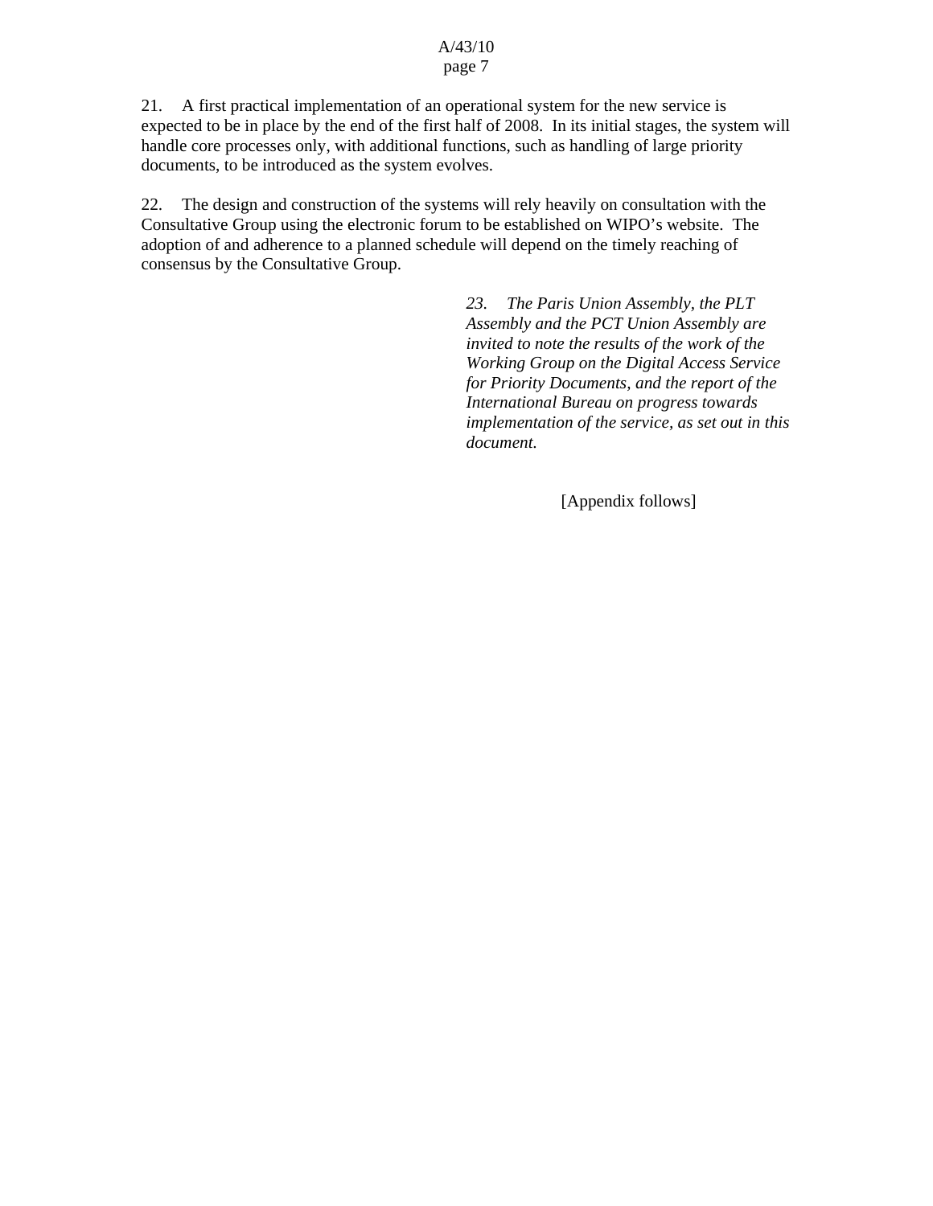21. A first practical implementation of an operational system for the new service is expected to be in place by the end of the first half of 2008. In its initial stages, the system will handle core processes only, with additional functions, such as handling of large priority documents, to be introduced as the system evolves.

22. The design and construction of the systems will rely heavily on consultation with the Consultative Group using the electronic forum to be established on WIPO's website. The adoption of and adherence to a planned schedule will depend on the timely reaching of consensus by the Consultative Group.

*23. The Paris Union Assembly, the PLT Assembly and the PCT Union Assembly are invited to note the results of the work of the Working Group on the Digital Access Service for Priority Documents, and the report of the International Bureau on progress towards implementation of the service, as set out in this document.*

[Appendix follows]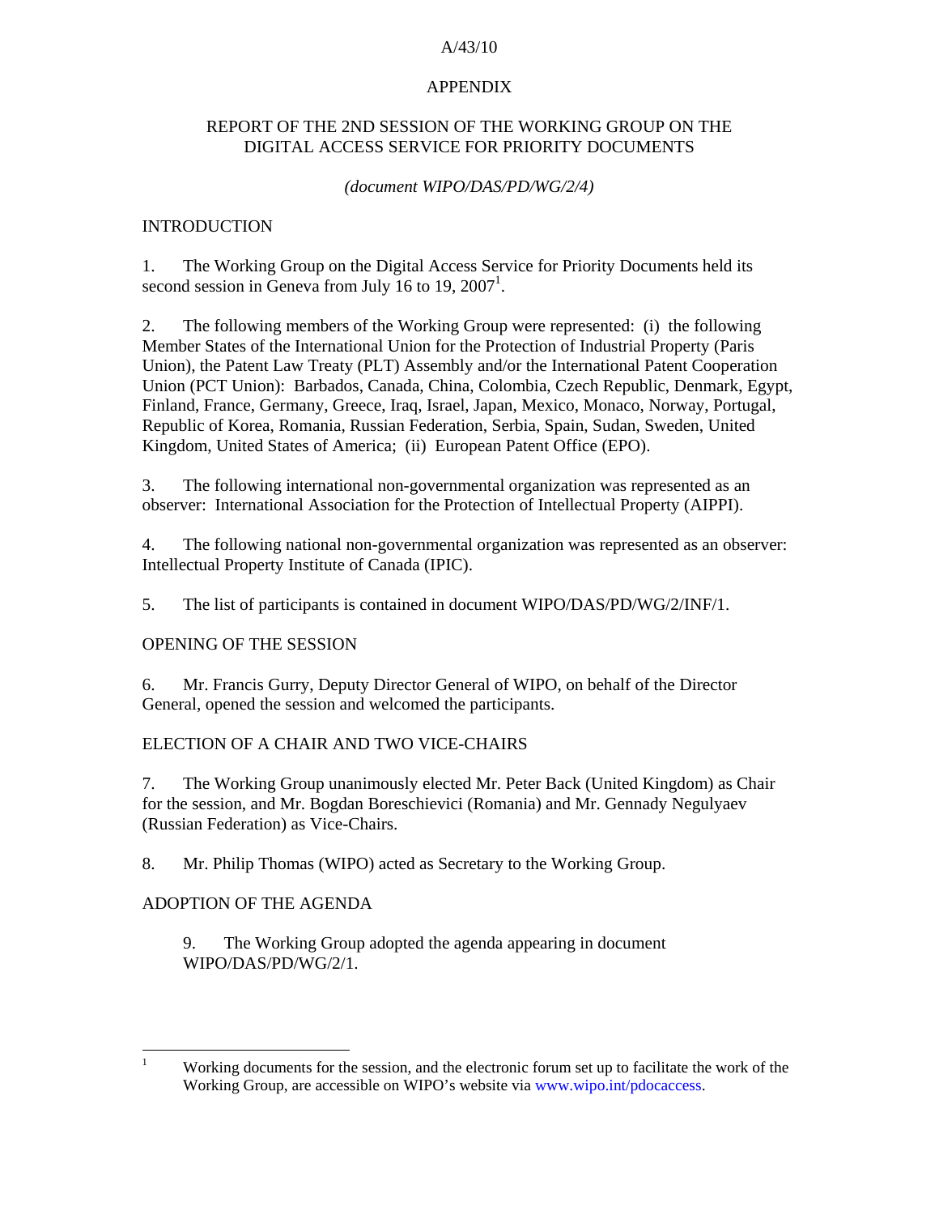A/43/10

APPENDIX

# REPORT OF THE 2ND SESSION OF THE WORKING GROUP ON THE DIGITAL ACCESS SERVICE FOR PRIORITY DOCUMENTS

*(document WIPO/DAS/PD/WG/2/4)*

## INTRODUCTION

1. The Working Group on the Digital Access Service for Priority Documents held its second session in Geneva from July 16 to 19, 2007[1].

2. The following members of the Working Group were represented: (i) the following Member States of the International Union for the Protection of Industrial Property (Paris Union), the Patent Law Treaty (PLT) Assembly and/or the International Patent Cooperation Union (PCT Union): Barbados, Canada, China, Colombia, Czech Republic, Denmark, Egypt, Finland, France, Germany, Greece, Iraq, Israel, Japan, Mexico, Monaco, Norway, Portugal, Republic of Korea, Romania, Russian Federation, Serbia, Spain, Sudan, Sweden, United Kingdom, United States of America; (ii) European Patent Office (EPO).

3. The following international non-governmental organization was represented as an observer: International Association for the Protection of Intellectual Property (AIPPI).

4. The following national non-governmental organization was represented as an observer: Intellectual Property Institute of Canada (IPIC).

5. The list of participants is contained in document WIPO/DAS/PD/WG/2/INF/1.

## OPENING OF THE SESSION

6. Mr. Francis Gurry, Deputy Director General of WIPO, on behalf of the Director General, opened the session and welcomed the participants.

## ELECTION OF A CHAIR AND TWO VICE-CHAIRS

7. The Working Group unanimously elected Mr. Peter Back (United Kingdom) as Chair for the session, and Mr. Bogdan Boreschievici (Romania) and Mr. Gennady Negulyaev (Russian Federation) as Vice-Chairs.

8. Mr. Philip Thomas (WIPO) acted as Secretary to the Working Group.

## ADOPTION OF THE AGENDA

> 9. The Working Group adopted the agenda appearing in document WIPO/DAS/PD/WG/2/1.

---

[1] Working documents for the session, and the electronic forum set up to facilitate the work of the Working Group, are accessible on WIPO's website via www.wipo.int/pdocaccess.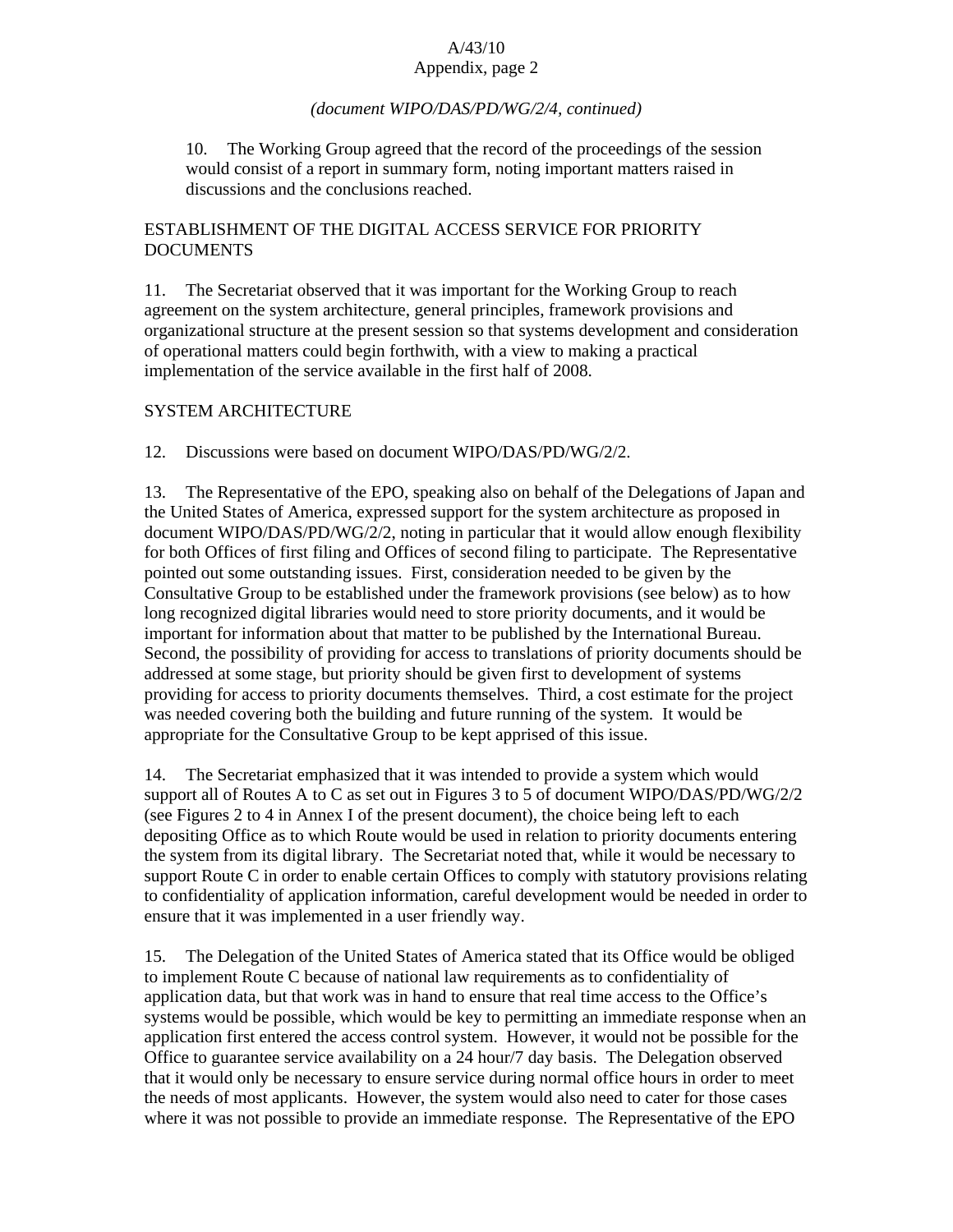*(document WIPO/DAS/PD/WG/2/4, continued)*

10. The Working Group agreed that the record of the proceedings of the session would consist of a report in summary form, noting important matters raised in discussions and the conclusions reached.

## ESTABLISHMENT OF THE DIGITAL ACCESS SERVICE FOR PRIORITY DOCUMENTS

11. The Secretariat observed that it was important for the Working Group to reach agreement on the system architecture, general principles, framework provisions and organizational structure at the present session so that systems development and consideration of operational matters could begin forthwith, with a view to making a practical implementation of the service available in the first half of 2008.

## SYSTEM ARCHITECTURE

12. Discussions were based on document WIPO/DAS/PD/WG/2/2.

13. The Representative of the EPO, speaking also on behalf of the Delegations of Japan and the United States of America, expressed support for the system architecture as proposed in document WIPO/DAS/PD/WG/2/2, noting in particular that it would allow enough flexibility for both Offices of first filing and Offices of second filing to participate. The Representative pointed out some outstanding issues. First, consideration needed to be given by the Consultative Group to be established under the framework provisions (see below) as to how long recognized digital libraries would need to store priority documents, and it would be important for information about that matter to be published by the International Bureau. Second, the possibility of providing for access to translations of priority documents should be addressed at some stage, but priority should be given first to development of systems providing for access to priority documents themselves. Third, a cost estimate for the project was needed covering both the building and future running of the system. It would be appropriate for the Consultative Group to be kept apprised of this issue.

14. The Secretariat emphasized that it was intended to provide a system which would support all of Routes A to C as set out in Figures 3 to 5 of document WIPO/DAS/PD/WG/2/2 (see Figures 2 to 4 in Annex I of the present document), the choice being left to each depositing Office as to which Route would be used in relation to priority documents entering the system from its digital library. The Secretariat noted that, while it would be necessary to support Route C in order to enable certain Offices to comply with statutory provisions relating to confidentiality of application information, careful development would be needed in order to ensure that it was implemented in a user friendly way.

15. The Delegation of the United States of America stated that its Office would be obliged to implement Route C because of national law requirements as to confidentiality of application data, but that work was in hand to ensure that real time access to the Office's systems would be possible, which would be key to permitting an immediate response when an application first entered the access control system. However, it would not be possible for the Office to guarantee service availability on a 24 hour/7 day basis. The Delegation observed that it would only be necessary to ensure service during normal office hours in order to meet the needs of most applicants. However, the system would also need to cater for those cases where it was not possible to provide an immediate response. The Representative of the EPO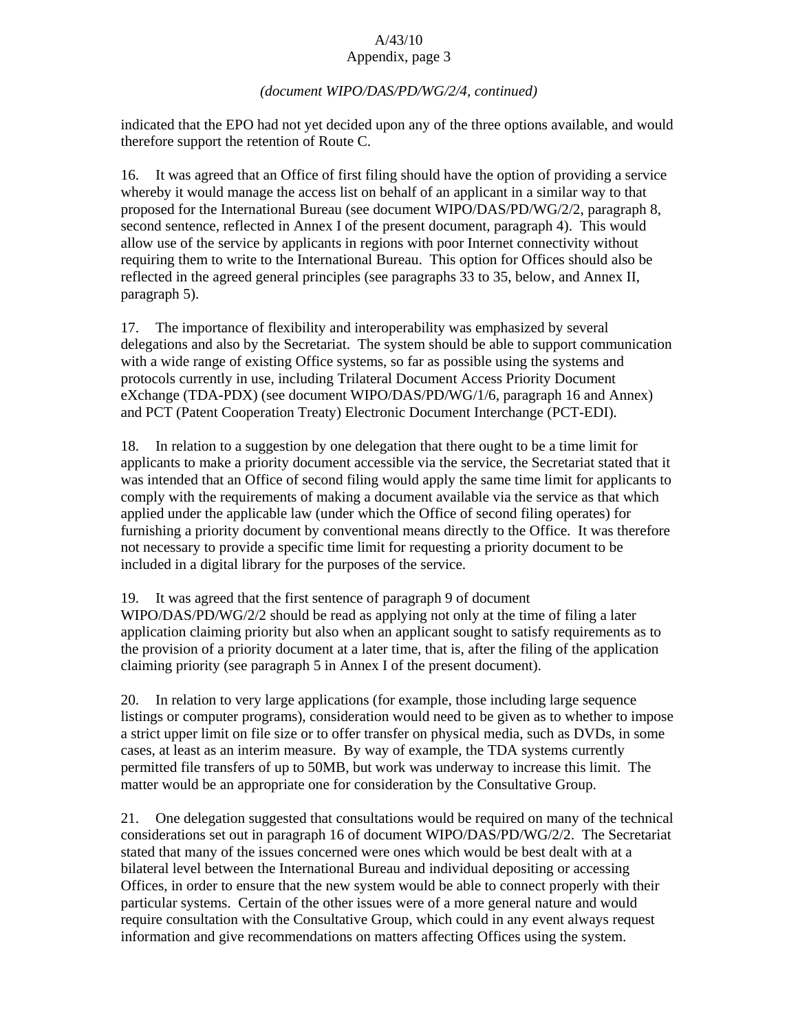*(document WIPO/DAS/PD/WG/2/4, continued)*

indicated that the EPO had not yet decided upon any of the three options available, and would therefore support the retention of Route C.

16. It was agreed that an Office of first filing should have the option of providing a service whereby it would manage the access list on behalf of an applicant in a similar way to that proposed for the International Bureau (see document WIPO/DAS/PD/WG/2/2, paragraph 8, second sentence, reflected in Annex I of the present document, paragraph 4). This would allow use of the service by applicants in regions with poor Internet connectivity without requiring them to write to the International Bureau. This option for Offices should also be reflected in the agreed general principles (see paragraphs 33 to 35, below, and Annex II, paragraph 5).

17. The importance of flexibility and interoperability was emphasized by several delegations and also by the Secretariat. The system should be able to support communication with a wide range of existing Office systems, so far as possible using the systems and protocols currently in use, including Trilateral Document Access Priority Document eXchange (TDA-PDX) (see document WIPO/DAS/PD/WG/1/6, paragraph 16 and Annex) and PCT (Patent Cooperation Treaty) Electronic Document Interchange (PCT-EDI).

18. In relation to a suggestion by one delegation that there ought to be a time limit for applicants to make a priority document accessible via the service, the Secretariat stated that it was intended that an Office of second filing would apply the same time limit for applicants to comply with the requirements of making a document available via the service as that which applied under the applicable law (under which the Office of second filing operates) for furnishing a priority document by conventional means directly to the Office. It was therefore not necessary to provide a specific time limit for requesting a priority document to be included in a digital library for the purposes of the service.

19. It was agreed that the first sentence of paragraph 9 of document WIPO/DAS/PD/WG/2/2 should be read as applying not only at the time of filing a later application claiming priority but also when an applicant sought to satisfy requirements as to the provision of a priority document at a later time, that is, after the filing of the application claiming priority (see paragraph 5 in Annex I of the present document).

20. In relation to very large applications (for example, those including large sequence listings or computer programs), consideration would need to be given as to whether to impose a strict upper limit on file size or to offer transfer on physical media, such as DVDs, in some cases, at least as an interim measure. By way of example, the TDA systems currently permitted file transfers of up to 50MB, but work was underway to increase this limit. The matter would be an appropriate one for consideration by the Consultative Group.

21. One delegation suggested that consultations would be required on many of the technical considerations set out in paragraph 16 of document WIPO/DAS/PD/WG/2/2. The Secretariat stated that many of the issues concerned were ones which would be best dealt with at a bilateral level between the International Bureau and individual depositing or accessing Offices, in order to ensure that the new system would be able to connect properly with their particular systems. Certain of the other issues were of a more general nature and would require consultation with the Consultative Group, which could in any event always request information and give recommendations on matters affecting Offices using the system.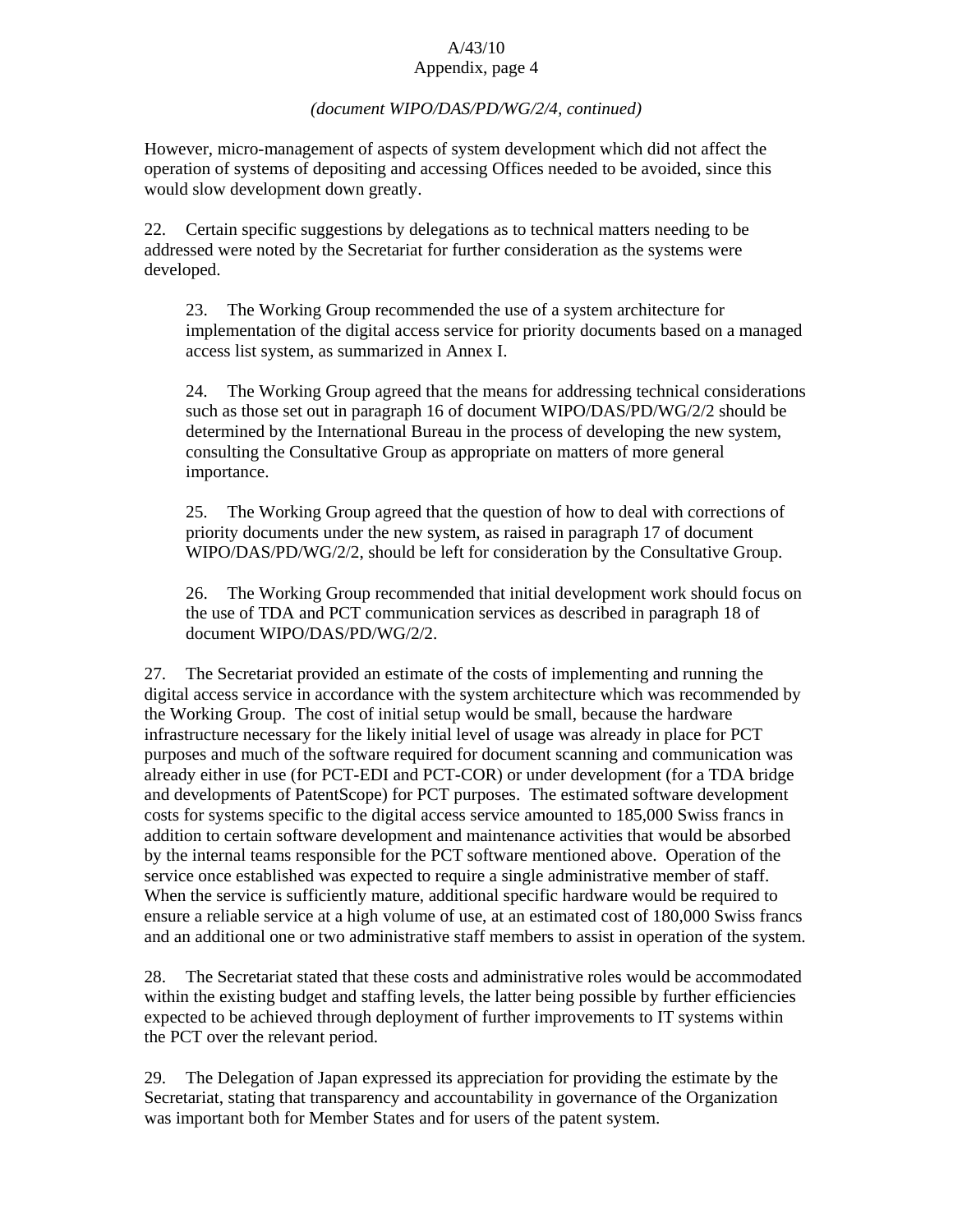*(document WIPO/DAS/PD/WG/2/4, continued)*

However, micro-management of aspects of system development which did not affect the operation of systems of depositing and accessing Offices needed to be avoided, since this would slow development down greatly.

22. Certain specific suggestions by delegations as to technical matters needing to be addressed were noted by the Secretariat for further consideration as the systems were developed.

> 23. The Working Group recommended the use of a system architecture for implementation of the digital access service for priority documents based on a managed access list system, as summarized in Annex I.
>
> 24. The Working Group agreed that the means for addressing technical considerations such as those set out in paragraph 16 of document WIPO/DAS/PD/WG/2/2 should be determined by the International Bureau in the process of developing the new system, consulting the Consultative Group as appropriate on matters of more general importance.
>
> 25. The Working Group agreed that the question of how to deal with corrections of priority documents under the new system, as raised in paragraph 17 of document WIPO/DAS/PD/WG/2/2, should be left for consideration by the Consultative Group.
>
> 26. The Working Group recommended that initial development work should focus on the use of TDA and PCT communication services as described in paragraph 18 of document WIPO/DAS/PD/WG/2/2.

27. The Secretariat provided an estimate of the costs of implementing and running the digital access service in accordance with the system architecture which was recommended by the Working Group. The cost of initial setup would be small, because the hardware infrastructure necessary for the likely initial level of usage was already in place for PCT purposes and much of the software required for document scanning and communication was already either in use (for PCT-EDI and PCT-COR) or under development (for a TDA bridge and developments of PatentScope) for PCT purposes. The estimated software development costs for systems specific to the digital access service amounted to 185,000 Swiss francs in addition to certain software development and maintenance activities that would be absorbed by the internal teams responsible for the PCT software mentioned above. Operation of the service once established was expected to require a single administrative member of staff. When the service is sufficiently mature, additional specific hardware would be required to ensure a reliable service at a high volume of use, at an estimated cost of 180,000 Swiss francs and an additional one or two administrative staff members to assist in operation of the system.

28. The Secretariat stated that these costs and administrative roles would be accommodated within the existing budget and staffing levels, the latter being possible by further efficiencies expected to be achieved through deployment of further improvements to IT systems within the PCT over the relevant period.

29. The Delegation of Japan expressed its appreciation for providing the estimate by the Secretariat, stating that transparency and accountability in governance of the Organization was important both for Member States and for users of the patent system.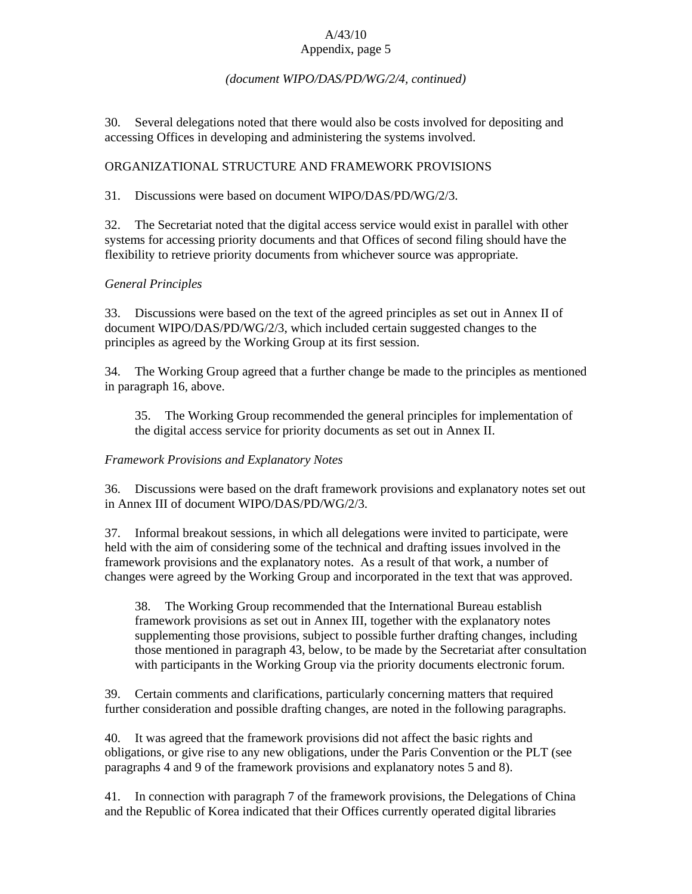*(document WIPO/DAS/PD/WG/2/4, continued)*

30. Several delegations noted that there would also be costs involved for depositing and accessing Offices in developing and administering the systems involved.

ORGANIZATIONAL STRUCTURE AND FRAMEWORK PROVISIONS

31. Discussions were based on document WIPO/DAS/PD/WG/2/3.

32. The Secretariat noted that the digital access service would exist in parallel with other systems for accessing priority documents and that Offices of second filing should have the flexibility to retrieve priority documents from whichever source was appropriate.

*General Principles*

33. Discussions were based on the text of the agreed principles as set out in Annex II of document WIPO/DAS/PD/WG/2/3, which included certain suggested changes to the principles as agreed by the Working Group at its first session.

34. The Working Group agreed that a further change be made to the principles as mentioned in paragraph 16, above.

> 35. The Working Group recommended the general principles for implementation of the digital access service for priority documents as set out in Annex II.

*Framework Provisions and Explanatory Notes*

36. Discussions were based on the draft framework provisions and explanatory notes set out in Annex III of document WIPO/DAS/PD/WG/2/3.

37. Informal breakout sessions, in which all delegations were invited to participate, were held with the aim of considering some of the technical and drafting issues involved in the framework provisions and the explanatory notes. As a result of that work, a number of changes were agreed by the Working Group and incorporated in the text that was approved.

> 38. The Working Group recommended that the International Bureau establish framework provisions as set out in Annex III, together with the explanatory notes supplementing those provisions, subject to possible further drafting changes, including those mentioned in paragraph 43, below, to be made by the Secretariat after consultation with participants in the Working Group via the priority documents electronic forum.

39. Certain comments and clarifications, particularly concerning matters that required further consideration and possible drafting changes, are noted in the following paragraphs.

40. It was agreed that the framework provisions did not affect the basic rights and obligations, or give rise to any new obligations, under the Paris Convention or the PLT (see paragraphs 4 and 9 of the framework provisions and explanatory notes 5 and 8).

41. In connection with paragraph 7 of the framework provisions, the Delegations of China and the Republic of Korea indicated that their Offices currently operated digital libraries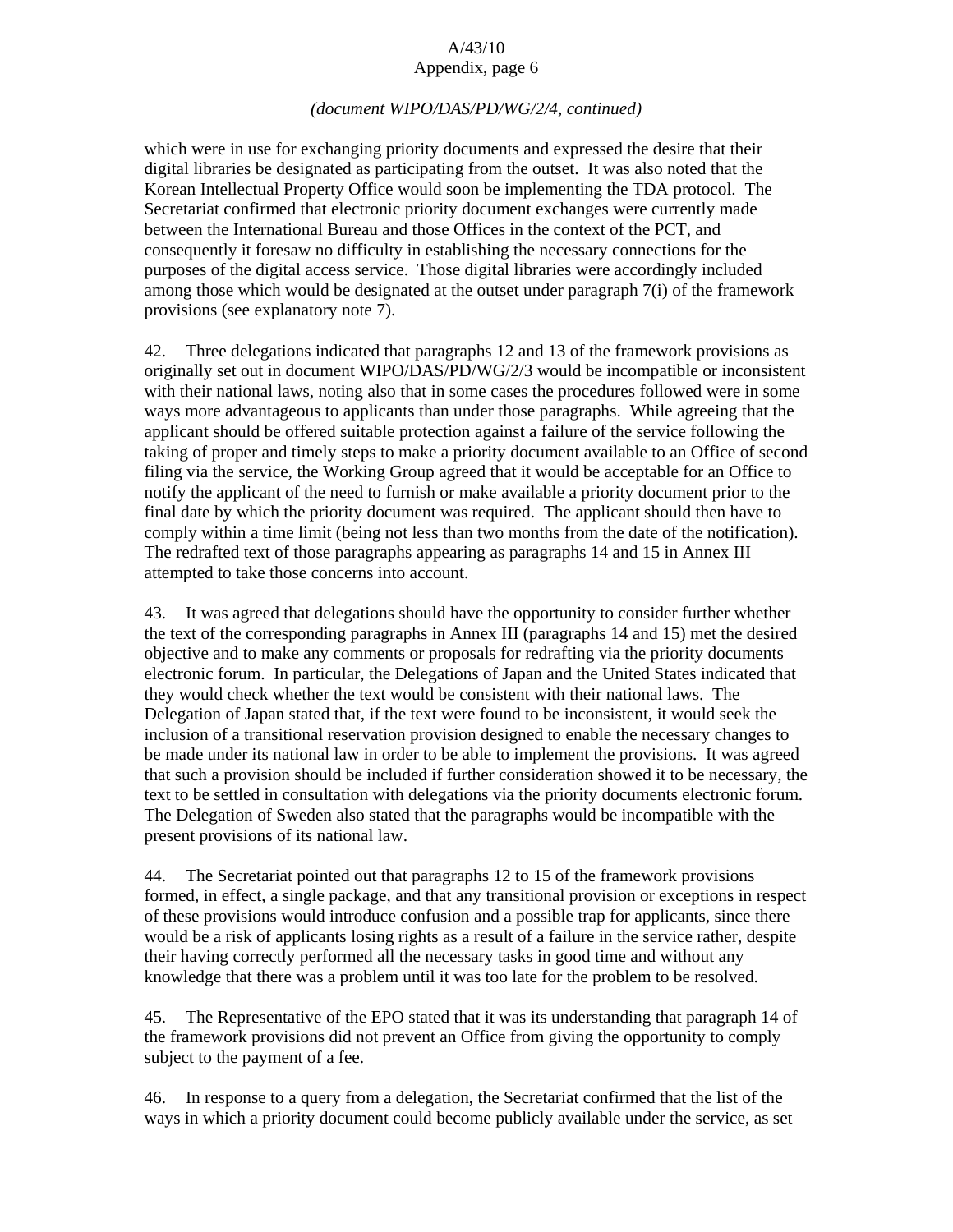*(document WIPO/DAS/PD/WG/2/4, continued)*

which were in use for exchanging priority documents and expressed the desire that their digital libraries be designated as participating from the outset. It was also noted that the Korean Intellectual Property Office would soon be implementing the TDA protocol. The Secretariat confirmed that electronic priority document exchanges were currently made between the International Bureau and those Offices in the context of the PCT, and consequently it foresaw no difficulty in establishing the necessary connections for the purposes of the digital access service. Those digital libraries were accordingly included among those which would be designated at the outset under paragraph 7(i) of the framework provisions (see explanatory note 7).

42. Three delegations indicated that paragraphs 12 and 13 of the framework provisions as originally set out in document WIPO/DAS/PD/WG/2/3 would be incompatible or inconsistent with their national laws, noting also that in some cases the procedures followed were in some ways more advantageous to applicants than under those paragraphs. While agreeing that the applicant should be offered suitable protection against a failure of the service following the taking of proper and timely steps to make a priority document available to an Office of second filing via the service, the Working Group agreed that it would be acceptable for an Office to notify the applicant of the need to furnish or make available a priority document prior to the final date by which the priority document was required. The applicant should then have to comply within a time limit (being not less than two months from the date of the notification). The redrafted text of those paragraphs appearing as paragraphs 14 and 15 in Annex III attempted to take those concerns into account.

43. It was agreed that delegations should have the opportunity to consider further whether the text of the corresponding paragraphs in Annex III (paragraphs 14 and 15) met the desired objective and to make any comments or proposals for redrafting via the priority documents electronic forum. In particular, the Delegations of Japan and the United States indicated that they would check whether the text would be consistent with their national laws. The Delegation of Japan stated that, if the text were found to be inconsistent, it would seek the inclusion of a transitional reservation provision designed to enable the necessary changes to be made under its national law in order to be able to implement the provisions. It was agreed that such a provision should be included if further consideration showed it to be necessary, the text to be settled in consultation with delegations via the priority documents electronic forum. The Delegation of Sweden also stated that the paragraphs would be incompatible with the present provisions of its national law.

44. The Secretariat pointed out that paragraphs 12 to 15 of the framework provisions formed, in effect, a single package, and that any transitional provision or exceptions in respect of these provisions would introduce confusion and a possible trap for applicants, since there would be a risk of applicants losing rights as a result of a failure in the service rather, despite their having correctly performed all the necessary tasks in good time and without any knowledge that there was a problem until it was too late for the problem to be resolved.

45. The Representative of the EPO stated that it was its understanding that paragraph 14 of the framework provisions did not prevent an Office from giving the opportunity to comply subject to the payment of a fee.

46. In response to a query from a delegation, the Secretariat confirmed that the list of the ways in which a priority document could become publicly available under the service, as set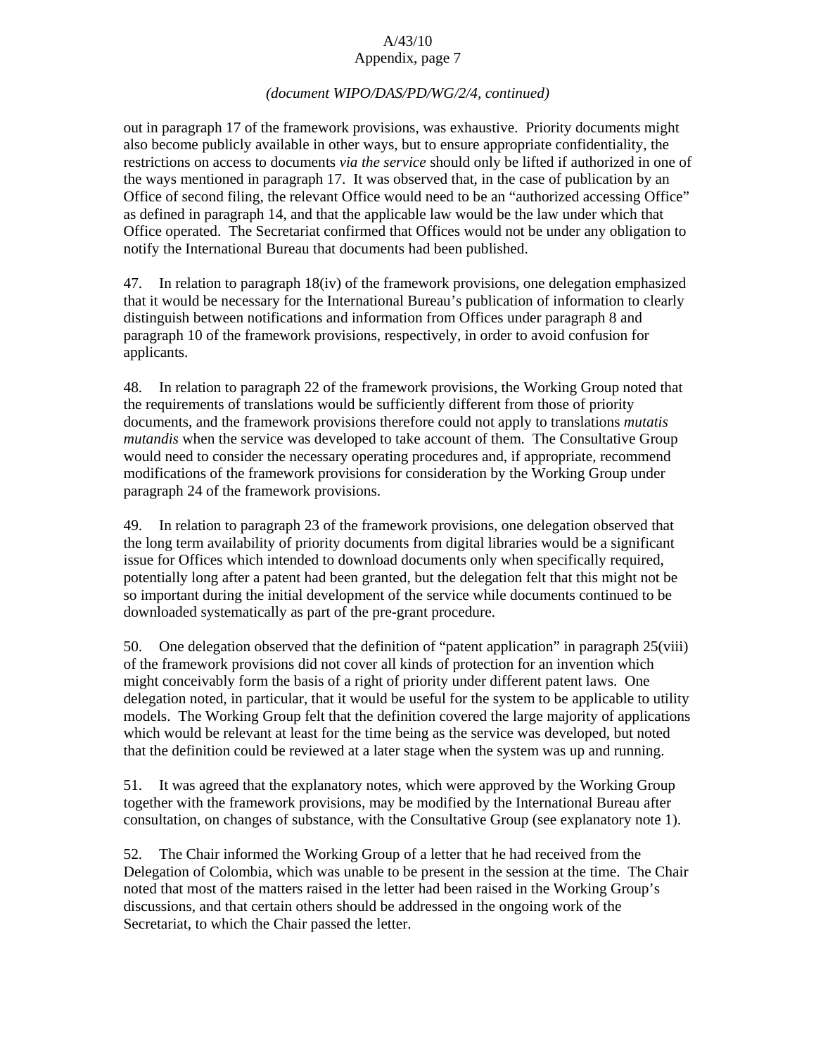*(document WIPO/DAS/PD/WG/2/4, continued)*

out in paragraph 17 of the framework provisions, was exhaustive. Priority documents might also become publicly available in other ways, but to ensure appropriate confidentiality, the restrictions on access to documents *via the service* should only be lifted if authorized in one of the ways mentioned in paragraph 17. It was observed that, in the case of publication by an Office of second filing, the relevant Office would need to be an "authorized accessing Office" as defined in paragraph 14, and that the applicable law would be the law under which that Office operated. The Secretariat confirmed that Offices would not be under any obligation to notify the International Bureau that documents had been published.

47. In relation to paragraph 18(iv) of the framework provisions, one delegation emphasized that it would be necessary for the International Bureau's publication of information to clearly distinguish between notifications and information from Offices under paragraph 8 and paragraph 10 of the framework provisions, respectively, in order to avoid confusion for applicants.

48. In relation to paragraph 22 of the framework provisions, the Working Group noted that the requirements of translations would be sufficiently different from those of priority documents, and the framework provisions therefore could not apply to translations *mutatis mutandis* when the service was developed to take account of them. The Consultative Group would need to consider the necessary operating procedures and, if appropriate, recommend modifications of the framework provisions for consideration by the Working Group under paragraph 24 of the framework provisions.

49. In relation to paragraph 23 of the framework provisions, one delegation observed that the long term availability of priority documents from digital libraries would be a significant issue for Offices which intended to download documents only when specifically required, potentially long after a patent had been granted, but the delegation felt that this might not be so important during the initial development of the service while documents continued to be downloaded systematically as part of the pre-grant procedure.

50. One delegation observed that the definition of "patent application" in paragraph 25(viii) of the framework provisions did not cover all kinds of protection for an invention which might conceivably form the basis of a right of priority under different patent laws. One delegation noted, in particular, that it would be useful for the system to be applicable to utility models. The Working Group felt that the definition covered the large majority of applications which would be relevant at least for the time being as the service was developed, but noted that the definition could be reviewed at a later stage when the system was up and running.

51. It was agreed that the explanatory notes, which were approved by the Working Group together with the framework provisions, may be modified by the International Bureau after consultation, on changes of substance, with the Consultative Group (see explanatory note 1).

52. The Chair informed the Working Group of a letter that he had received from the Delegation of Colombia, which was unable to be present in the session at the time. The Chair noted that most of the matters raised in the letter had been raised in the Working Group's discussions, and that certain others should be addressed in the ongoing work of the Secretariat, to which the Chair passed the letter.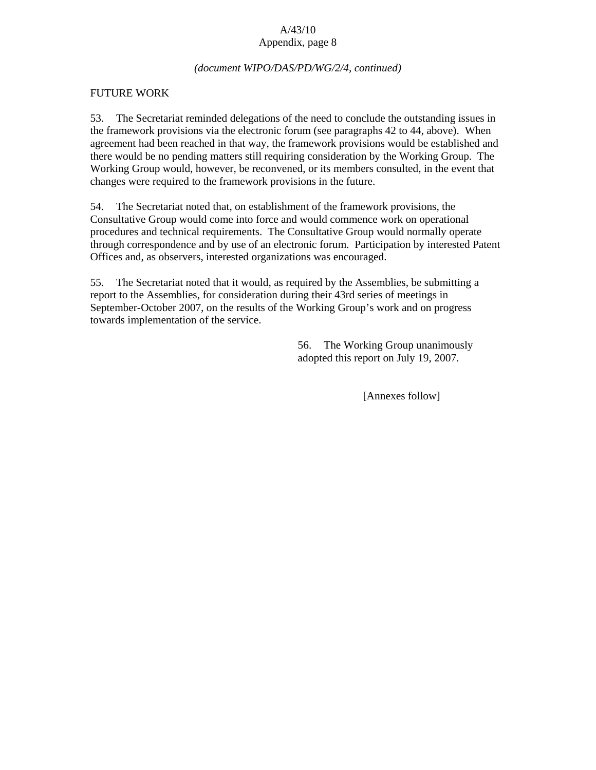*(document WIPO/DAS/PD/WG/2/4, continued)*

FUTURE WORK

53. The Secretariat reminded delegations of the need to conclude the outstanding issues in the framework provisions via the electronic forum (see paragraphs 42 to 44, above). When agreement had been reached in that way, the framework provisions would be established and there would be no pending matters still requiring consideration by the Working Group. The Working Group would, however, be reconvened, or its members consulted, in the event that changes were required to the framework provisions in the future.

54. The Secretariat noted that, on establishment of the framework provisions, the Consultative Group would come into force and would commence work on operational procedures and technical requirements. The Consultative Group would normally operate through correspondence and by use of an electronic forum. Participation by interested Patent Offices and, as observers, interested organizations was encouraged.

55. The Secretariat noted that it would, as required by the Assemblies, be submitting a report to the Assemblies, for consideration during their 43rd series of meetings in September-October 2007, on the results of the Working Group's work and on progress towards implementation of the service.

56. The Working Group unanimously adopted this report on July 19, 2007.

[Annexes follow]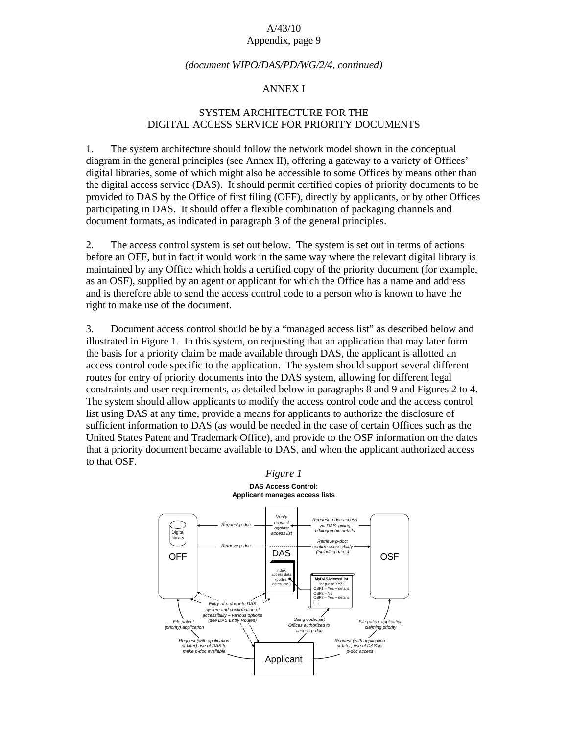*(document WIPO/DAS/PD/WG/2/4, continued)*

ANNEX I

## SYSTEM ARCHITECTURE FOR THE DIGITAL ACCESS SERVICE FOR PRIORITY DOCUMENTS

1. The system architecture should follow the network model shown in the conceptual diagram in the general principles (see Annex II), offering a gateway to a variety of Offices' digital libraries, some of which might also be accessible to some Offices by means other than the digital access service (DAS). It should permit certified copies of priority documents to be provided to DAS by the Office of first filing (OFF), directly by applicants, or by other Offices participating in DAS. It should offer a flexible combination of packaging channels and document formats, as indicated in paragraph 3 of the general principles.

2. The access control system is set out below. The system is set out in terms of actions before an OFF, but in fact it would work in the same way where the relevant digital library is maintained by any Office which holds a certified copy of the priority document (for example, as an OSF), supplied by an agent or applicant for which the Office has a name and address and is therefore able to send the access control code to a person who is known to have the right to make use of the document.

3. Document access control should be by a "managed access list" as described below and illustrated in Figure 1. In this system, on requesting that an application that may later form the basis for a priority claim be made available through DAS, the applicant is allotted an access control code specific to the application. The system should support several different routes for entry of priority documents into the DAS system, allowing for different legal constraints and user requirements, as detailed below in paragraphs 8 and 9 and Figures 2 to 4. The system should allow applicants to modify the access control code and the access control list using DAS at any time, provide a means for applicants to authorize the disclosure of sufficient information to DAS (as would be needed in the case of certain Offices such as the United States Patent and Trademark Office), and provide to the OSF information on the dates that a priority document became available to DAS, and when the applicant authorized access to that OSF.

*Figure 1*

**DAS Access Control: Applicant manages access lists**

OFF (Digital library) — Request p-doc / Retrieve p-doc — DAS (Verify request against access list; Index, access data (codes, dates, etc.)) — Request p-doc access via DAS, giving bibliographic details / Retrieve p-doc; confirm accessibility (including dates) — OSF

MyDASAccessList for p-doc XYZ: OSF1 – Yes + details; OSF2 – No; OSF3 – Yes + details; [...]

Entry of p-doc into DAS system and confirmation of accessibility – various options (see DAS Entry Routes)

File patent (priority) application; Request (with application or later) use of DAS to make p-doc available

Using code, set Offices authorized to access p-doc

File patent application claiming priority; Request (with application or later) use of DAS for p-doc access

Applicant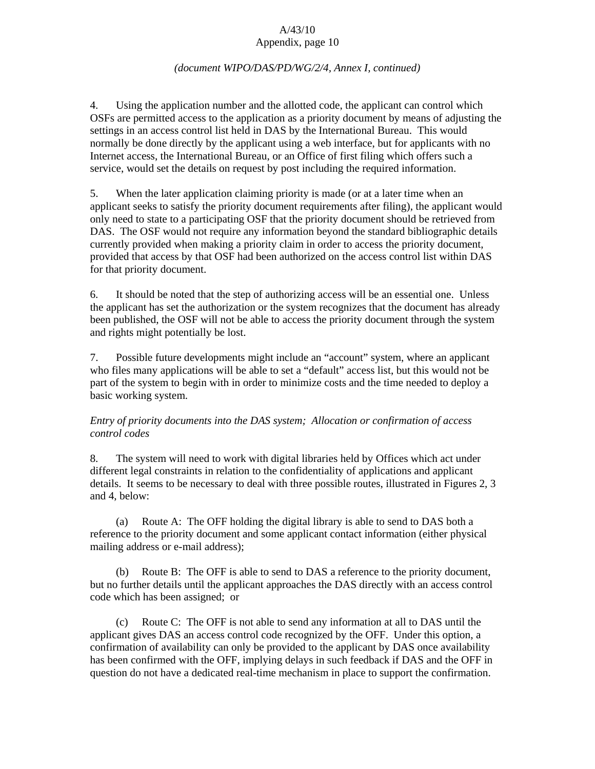*(document WIPO/DAS/PD/WG/2/4, Annex I, continued)*

4. Using the application number and the allotted code, the applicant can control which OSFs are permitted access to the application as a priority document by means of adjusting the settings in an access control list held in DAS by the International Bureau. This would normally be done directly by the applicant using a web interface, but for applicants with no Internet access, the International Bureau, or an Office of first filing which offers such a service, would set the details on request by post including the required information.

5. When the later application claiming priority is made (or at a later time when an applicant seeks to satisfy the priority document requirements after filing), the applicant would only need to state to a participating OSF that the priority document should be retrieved from DAS. The OSF would not require any information beyond the standard bibliographic details currently provided when making a priority claim in order to access the priority document, provided that access by that OSF had been authorized on the access control list within DAS for that priority document.

6. It should be noted that the step of authorizing access will be an essential one. Unless the applicant has set the authorization or the system recognizes that the document has already been published, the OSF will not be able to access the priority document through the system and rights might potentially be lost.

7. Possible future developments might include an "account" system, where an applicant who files many applications will be able to set a "default" access list, but this would not be part of the system to begin with in order to minimize costs and the time needed to deploy a basic working system.

*Entry of priority documents into the DAS system; Allocation or confirmation of access control codes*

8. The system will need to work with digital libraries held by Offices which act under different legal constraints in relation to the confidentiality of applications and applicant details. It seems to be necessary to deal with three possible routes, illustrated in Figures 2, 3 and 4, below:

(a) Route A: The OFF holding the digital library is able to send to DAS both a reference to the priority document and some applicant contact information (either physical mailing address or e-mail address);

(b) Route B: The OFF is able to send to DAS a reference to the priority document, but no further details until the applicant approaches the DAS directly with an access control code which has been assigned; or

(c) Route C: The OFF is not able to send any information at all to DAS until the applicant gives DAS an access control code recognized by the OFF. Under this option, a confirmation of availability can only be provided to the applicant by DAS once availability has been confirmed with the OFF, implying delays in such feedback if DAS and the OFF in question do not have a dedicated real-time mechanism in place to support the confirmation.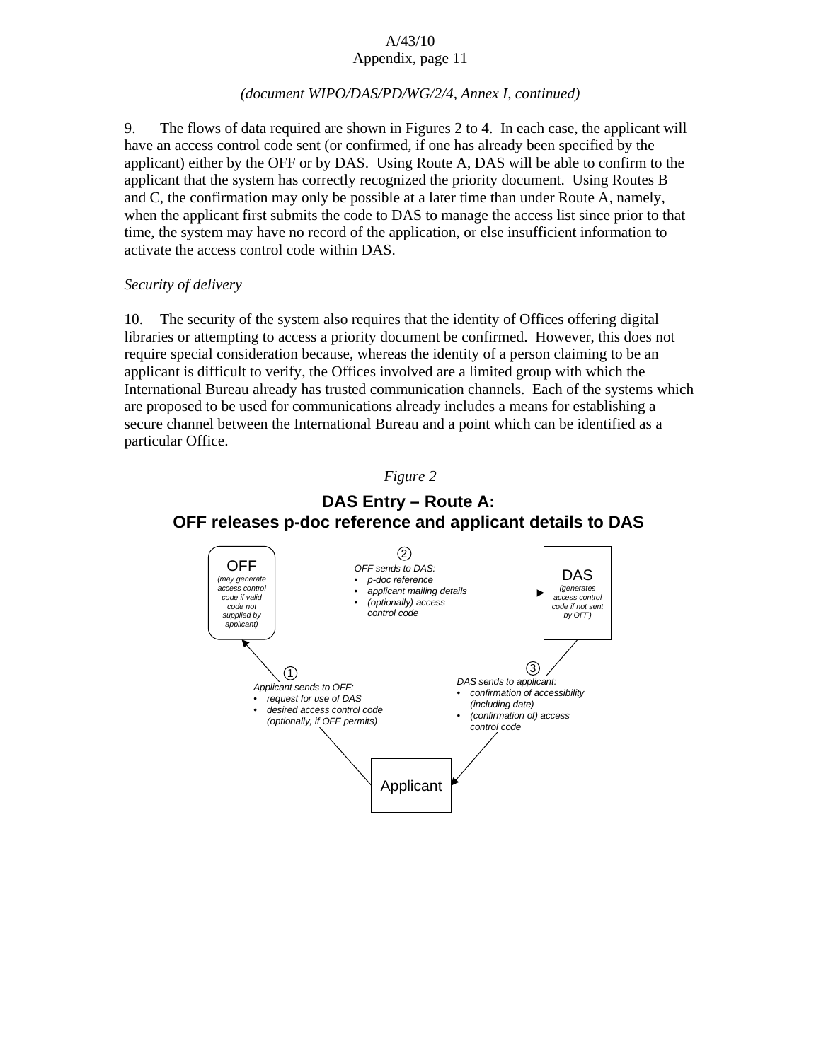*(document WIPO/DAS/PD/WG/2/4, Annex I, continued)*

9. The flows of data required are shown in Figures 2 to 4. In each case, the applicant will have an access control code sent (or confirmed, if one has already been specified by the applicant) either by the OFF or by DAS. Using Route A, DAS will be able to confirm to the applicant that the system has correctly recognized the priority document. Using Routes B and C, the confirmation may only be possible at a later time than under Route A, namely, when the applicant first submits the code to DAS to manage the access list since prior to that time, the system may have no record of the application, or else insufficient information to activate the access control code within DAS.

*Security of delivery*

10. The security of the system also requires that the identity of Offices offering digital libraries or attempting to access a priority document be confirmed. However, this does not require special consideration because, whereas the identity of a person claiming to be an applicant is difficult to verify, the Offices involved are a limited group with which the International Bureau already has trusted communication channels. Each of the systems which are proposed to be used for communications already includes a means for establishing a secure channel between the International Bureau and a point which can be identified as a particular Office.

*Figure 2*

**DAS Entry – Route A:
OFF releases p-doc reference and applicant details to DAS**

OFF *(may generate access control code if valid code not supplied by applicant)*

DAS *(generates access control code if not sent by OFF)*

Applicant

① *Applicant sends to OFF:*
- *request for use of DAS*
- *desired access control code (optionally, if OFF permits)*

② *OFF sends to DAS:*
- *p-doc reference*
- *applicant mailing details*
- *(optionally) access control code*

③ *DAS sends to applicant:*
- *confirmation of accessibility (including date)*
- *(confirmation of) access control code*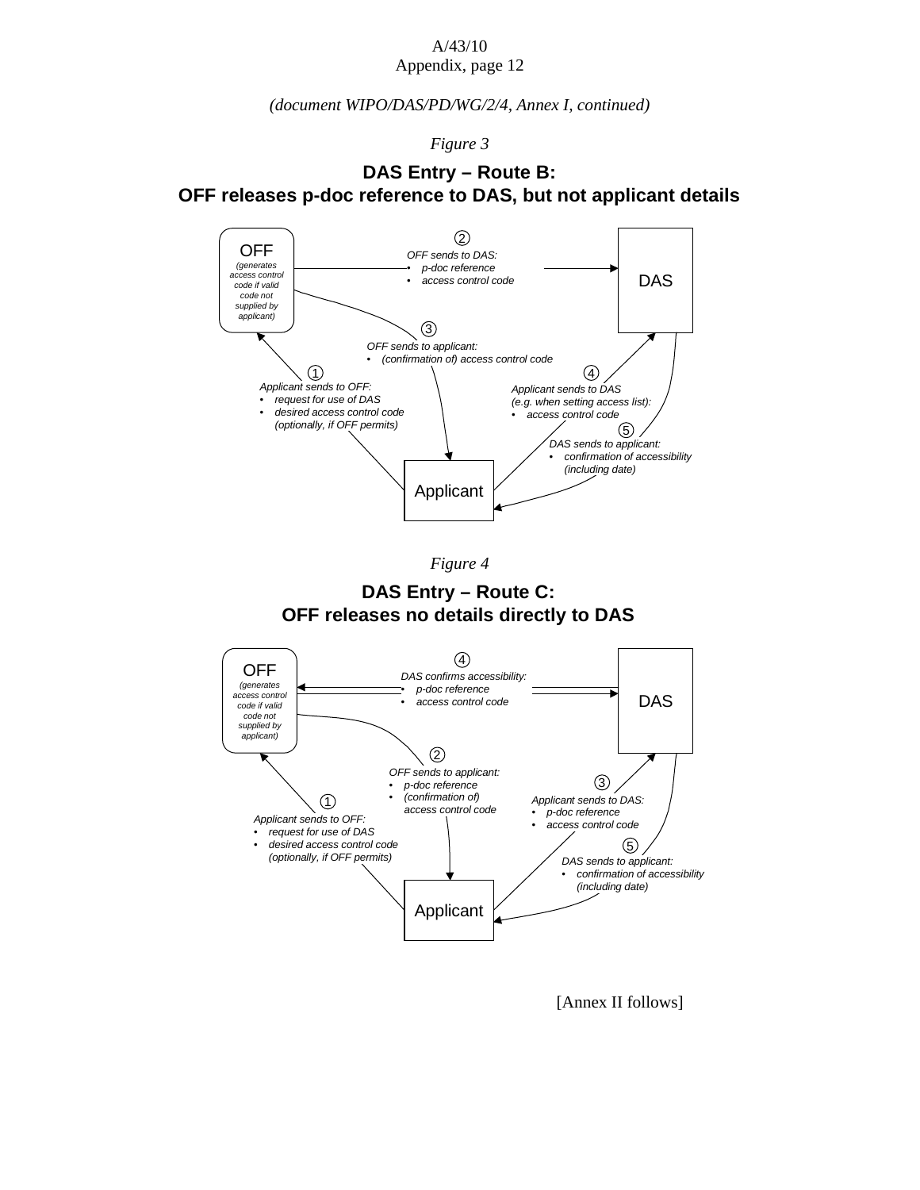*(document WIPO/DAS/PD/WG/2/4, Annex I, continued)*

*Figure 3*

## DAS Entry – Route B: OFF releases p-doc reference to DAS, but not applicant details

OFF
*(generates access control code if valid code not supplied by applicant)*

DAS

Applicant

① *Applicant sends to OFF:*
- *request for use of DAS*
- *desired access control code (optionally, if OFF permits)*

② *OFF sends to DAS:*
- *p-doc reference*
- *access control code*

③ *OFF sends to applicant:*
- *(confirmation of) access control code*

④ *Applicant sends to DAS (e.g. when setting access list):*
- *access control code*

⑤ *DAS sends to applicant:*
- *confirmation of accessibility (including date)*

*Figure 4*

## DAS Entry – Route C: OFF releases no details directly to DAS

OFF
*(generates access control code if valid code not supplied by applicant)*

DAS

Applicant

① *Applicant sends to OFF:*
- *request for use of DAS*
- *desired access control code (optionally, if OFF permits)*

② *OFF sends to applicant:*
- *p-doc reference*
- *(confirmation of) access control code*

③ *Applicant sends to DAS:*
- *p-doc reference*
- *access control code*

④ *DAS confirms accessibility:*
- *p-doc reference*
- *access control code*

⑤ *DAS sends to applicant:*
- *confirmation of accessibility (including date)*

[Annex II follows]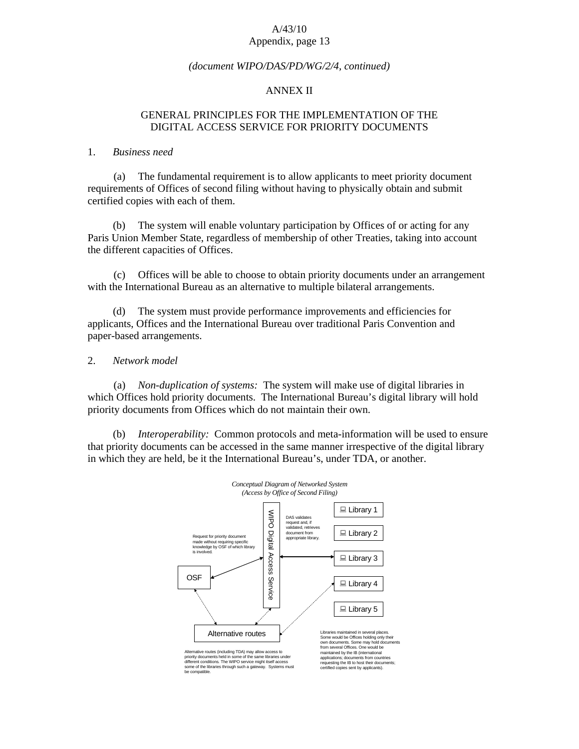*(document WIPO/DAS/PD/WG/2/4, continued)*

# ANNEX II

## GENERAL PRINCIPLES FOR THE IMPLEMENTATION OF THE DIGITAL ACCESS SERVICE FOR PRIORITY DOCUMENTS

1. *Business need*

(a) The fundamental requirement is to allow applicants to meet priority document requirements of Offices of second filing without having to physically obtain and submit certified copies with each of them.

(b) The system will enable voluntary participation by Offices of or acting for any Paris Union Member State, regardless of membership of other Treaties, taking into account the different capacities of Offices.

(c) Offices will be able to choose to obtain priority documents under an arrangement with the International Bureau as an alternative to multiple bilateral arrangements.

(d) The system must provide performance improvements and efficiencies for applicants, Offices and the International Bureau over traditional Paris Convention and paper-based arrangements.

2. *Network model*

(a) *Non-duplication of systems:* The system will make use of digital libraries in which Offices hold priority documents. The International Bureau's digital library will hold priority documents from Offices which do not maintain their own.

(b) *Interoperability:* Common protocols and meta-information will be used to ensure that priority documents can be accessed in the same manner irrespective of the digital library in which they are held, be it the International Bureau's, under TDA, or another.

*Conceptual Diagram of Networked System*
*(Access by Office of Second Filing)*

OSF

WIPO Digital Access Service

Library 1

Library 2

Library 3

Library 4

Library 5

Alternative routes

Request for priority document made without requiring specific knowledge by OSF of which library is involved.

DAS validates request and, if validated, retrieves document from appropriate library.

Alternative routes (including TDA) may allow access to priority documents held in some of the same libraries under different conditions. The WIPO service might itself access some of the libraries through such a gateway. Systems must be compatible.

Libraries maintained in several places. Some would be Offices holding only their own documents. Some may hold documents from several Offices. One would be maintained by the IB (international applications; documents from countries requesting the IB to host their documents; certified copies sent by applicants).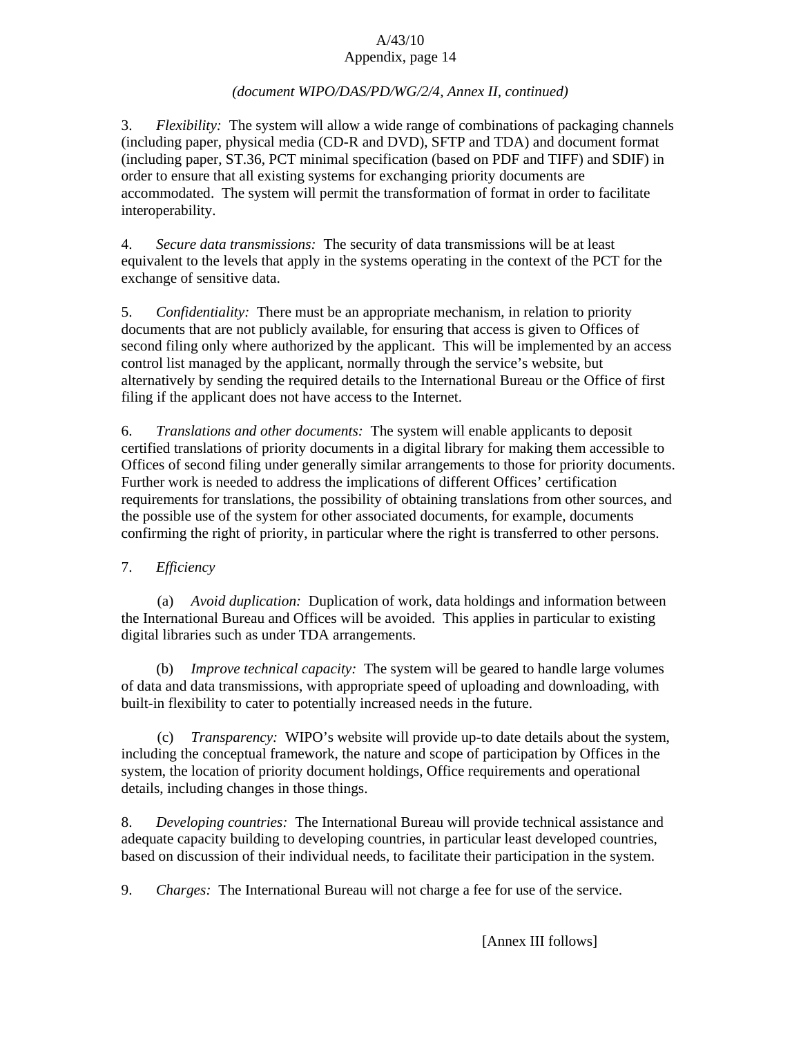*(document WIPO/DAS/PD/WG/2/4, Annex II, continued)*

3. *Flexibility:* The system will allow a wide range of combinations of packaging channels (including paper, physical media (CD-R and DVD), SFTP and TDA) and document format (including paper, ST.36, PCT minimal specification (based on PDF and TIFF) and SDIF) in order to ensure that all existing systems for exchanging priority documents are accommodated. The system will permit the transformation of format in order to facilitate interoperability.

4. *Secure data transmissions:* The security of data transmissions will be at least equivalent to the levels that apply in the systems operating in the context of the PCT for the exchange of sensitive data.

5. *Confidentiality:* There must be an appropriate mechanism, in relation to priority documents that are not publicly available, for ensuring that access is given to Offices of second filing only where authorized by the applicant. This will be implemented by an access control list managed by the applicant, normally through the service's website, but alternatively by sending the required details to the International Bureau or the Office of first filing if the applicant does not have access to the Internet.

6. *Translations and other documents:* The system will enable applicants to deposit certified translations of priority documents in a digital library for making them accessible to Offices of second filing under generally similar arrangements to those for priority documents. Further work is needed to address the implications of different Offices' certification requirements for translations, the possibility of obtaining translations from other sources, and the possible use of the system for other associated documents, for example, documents confirming the right of priority, in particular where the right is transferred to other persons.

7. *Efficiency*

(a) *Avoid duplication:* Duplication of work, data holdings and information between the International Bureau and Offices will be avoided. This applies in particular to existing digital libraries such as under TDA arrangements.

(b) *Improve technical capacity:* The system will be geared to handle large volumes of data and data transmissions, with appropriate speed of uploading and downloading, with built-in flexibility to cater to potentially increased needs in the future.

(c) *Transparency:* WIPO's website will provide up-to date details about the system, including the conceptual framework, the nature and scope of participation by Offices in the system, the location of priority document holdings, Office requirements and operational details, including changes in those things.

8. *Developing countries:* The International Bureau will provide technical assistance and adequate capacity building to developing countries, in particular least developed countries, based on discussion of their individual needs, to facilitate their participation in the system.

9. *Charges:* The International Bureau will not charge a fee for use of the service.

[Annex III follows]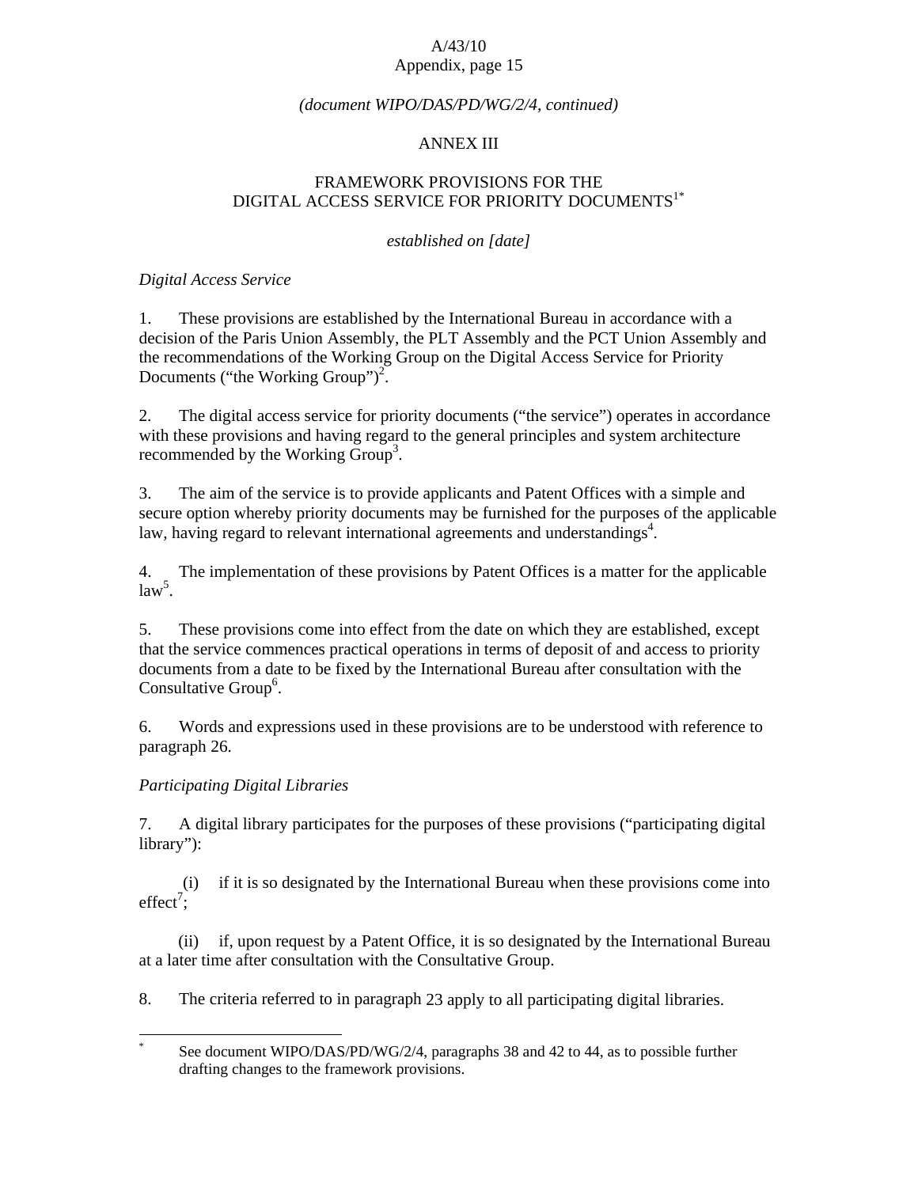*(document WIPO/DAS/PD/WG/2/4, continued)*

ANNEX III

# FRAMEWORK PROVISIONS FOR THE DIGITAL ACCESS SERVICE FOR PRIORITY DOCUMENTS[1*]

*established on [date]*

*Digital Access Service*

1. These provisions are established by the International Bureau in accordance with a decision of the Paris Union Assembly, the PLT Assembly and the PCT Union Assembly and the recommendations of the Working Group on the Digital Access Service for Priority Documents ("the Working Group")[2].

2. The digital access service for priority documents ("the service") operates in accordance with these provisions and having regard to the general principles and system architecture recommended by the Working Group[3].

3. The aim of the service is to provide applicants and Patent Offices with a simple and secure option whereby priority documents may be furnished for the purposes of the applicable law, having regard to relevant international agreements and understandings[4].

4. The implementation of these provisions by Patent Offices is a matter for the applicable law[5].

5. These provisions come into effect from the date on which they are established, except that the service commences practical operations in terms of deposit of and access to priority documents from a date to be fixed by the International Bureau after consultation with the Consultative Group[6].

6. Words and expressions used in these provisions are to be understood with reference to paragraph 26.

*Participating Digital Libraries*

7. A digital library participates for the purposes of these provisions ("participating digital library"):

(i) if it is so designated by the International Bureau when these provisions come into effect[7];

(ii) if, upon request by a Patent Office, it is so designated by the International Bureau at a later time after consultation with the Consultative Group.

8. The criteria referred to in paragraph 23 apply to all participating digital libraries.

---

[*] See document WIPO/DAS/PD/WG/2/4, paragraphs 38 and 42 to 44, as to possible further drafting changes to the framework provisions.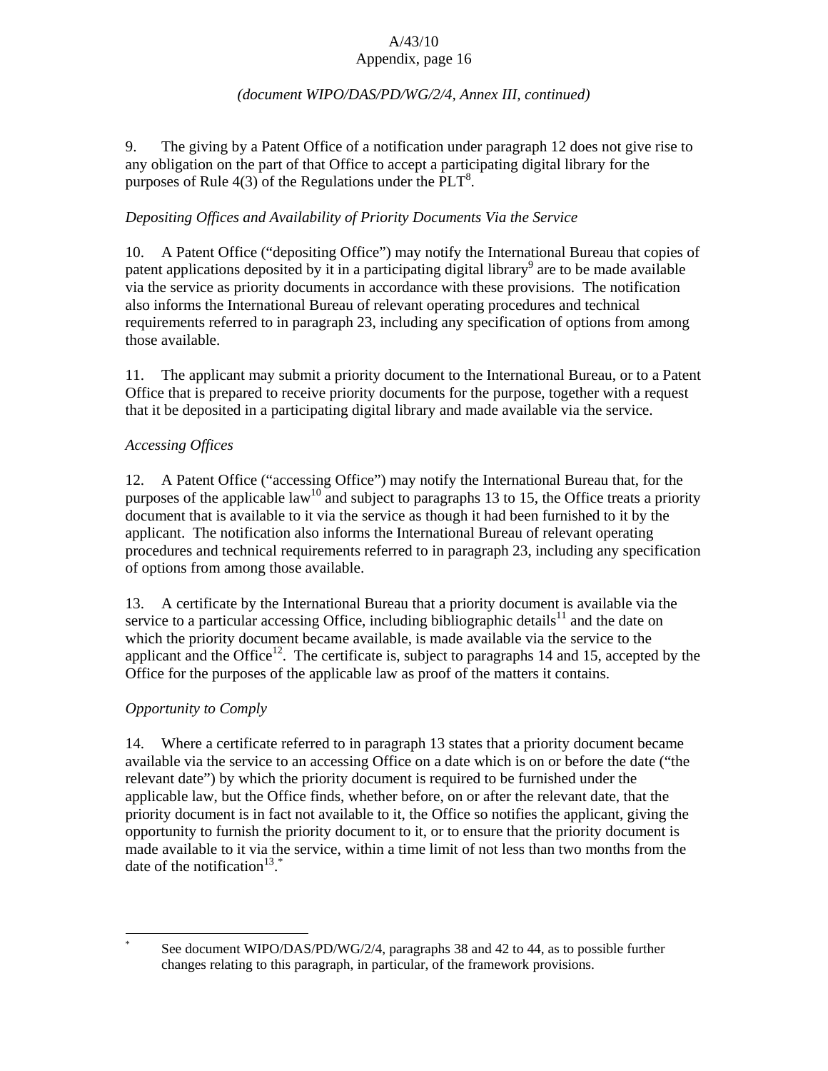*(document WIPO/DAS/PD/WG/2/4, Annex III, continued)*

9. The giving by a Patent Office of a notification under paragraph 12 does not give rise to any obligation on the part of that Office to accept a participating digital library for the purposes of Rule 4(3) of the Regulations under the PLT[8].

*Depositing Offices and Availability of Priority Documents Via the Service*

10. A Patent Office ("depositing Office") may notify the International Bureau that copies of patent applications deposited by it in a participating digital library[9] are to be made available via the service as priority documents in accordance with these provisions. The notification also informs the International Bureau of relevant operating procedures and technical requirements referred to in paragraph 23, including any specification of options from among those available.

11. The applicant may submit a priority document to the International Bureau, or to a Patent Office that is prepared to receive priority documents for the purpose, together with a request that it be deposited in a participating digital library and made available via the service.

*Accessing Offices*

12. A Patent Office ("accessing Office") may notify the International Bureau that, for the purposes of the applicable law[10] and subject to paragraphs 13 to 15, the Office treats a priority document that is available to it via the service as though it had been furnished to it by the applicant. The notification also informs the International Bureau of relevant operating procedures and technical requirements referred to in paragraph 23, including any specification of options from among those available.

13. A certificate by the International Bureau that a priority document is available via the service to a particular accessing Office, including bibliographic details[11] and the date on which the priority document became available, is made available via the service to the applicant and the Office[12]. The certificate is, subject to paragraphs 14 and 15, accepted by the Office for the purposes of the applicable law as proof of the matters it contains.

*Opportunity to Comply*

14. Where a certificate referred to in paragraph 13 states that a priority document became available via the service to an accessing Office on a date which is on or before the date ("the relevant date") by which the priority document is required to be furnished under the applicable law, but the Office finds, whether before, on or after the relevant date, that the priority document is in fact not available to it, the Office so notifies the applicant, giving the opportunity to furnish the priority document to it, or to ensure that the priority document is made available to it via the service, within a time limit of not less than two months from the date of the notification[13].[*]

---

[*] See document WIPO/DAS/PD/WG/2/4, paragraphs 38 and 42 to 44, as to possible further changes relating to this paragraph, in particular, of the framework provisions.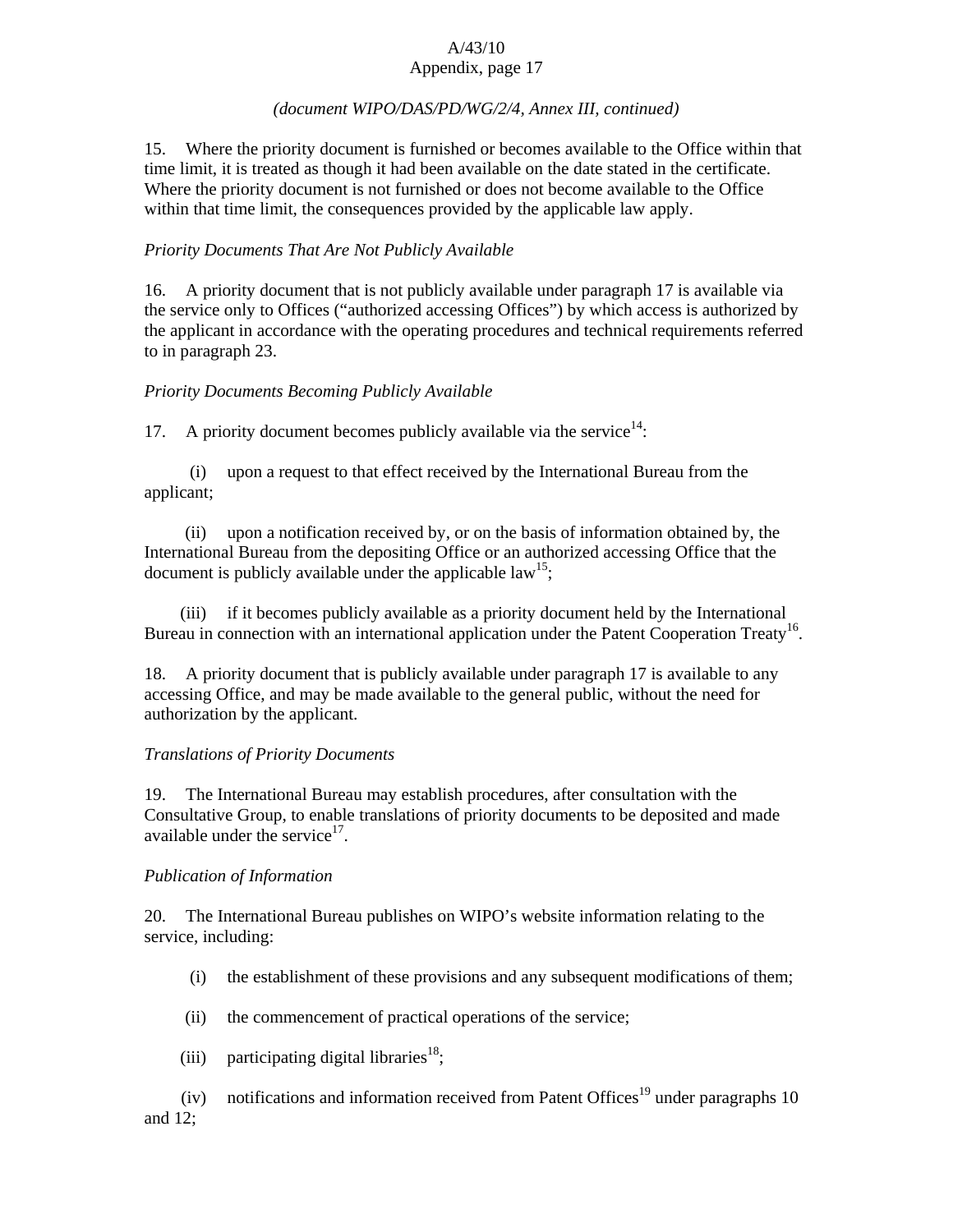*(document WIPO/DAS/PD/WG/2/4, Annex III, continued)*

15. Where the priority document is furnished or becomes available to the Office within that time limit, it is treated as though it had been available on the date stated in the certificate. Where the priority document is not furnished or does not become available to the Office within that time limit, the consequences provided by the applicable law apply.

*Priority Documents That Are Not Publicly Available*

16. A priority document that is not publicly available under paragraph 17 is available via the service only to Offices ("authorized accessing Offices") by which access is authorized by the applicant in accordance with the operating procedures and technical requirements referred to in paragraph 23.

*Priority Documents Becoming Publicly Available*

17. A priority document becomes publicly available via the service[14]:

(i) upon a request to that effect received by the International Bureau from the applicant;

(ii) upon a notification received by, or on the basis of information obtained by, the International Bureau from the depositing Office or an authorized accessing Office that the document is publicly available under the applicable law[15];

(iii) if it becomes publicly available as a priority document held by the International Bureau in connection with an international application under the Patent Cooperation Treaty[16].

18. A priority document that is publicly available under paragraph 17 is available to any accessing Office, and may be made available to the general public, without the need for authorization by the applicant.

*Translations of Priority Documents*

19. The International Bureau may establish procedures, after consultation with the Consultative Group, to enable translations of priority documents to be deposited and made available under the service[17].

*Publication of Information*

20. The International Bureau publishes on WIPO's website information relating to the service, including:

(i) the establishment of these provisions and any subsequent modifications of them;

(ii) the commencement of practical operations of the service;

(iii) participating digital libraries[18];

(iv) notifications and information received from Patent Offices[19] under paragraphs 10 and 12;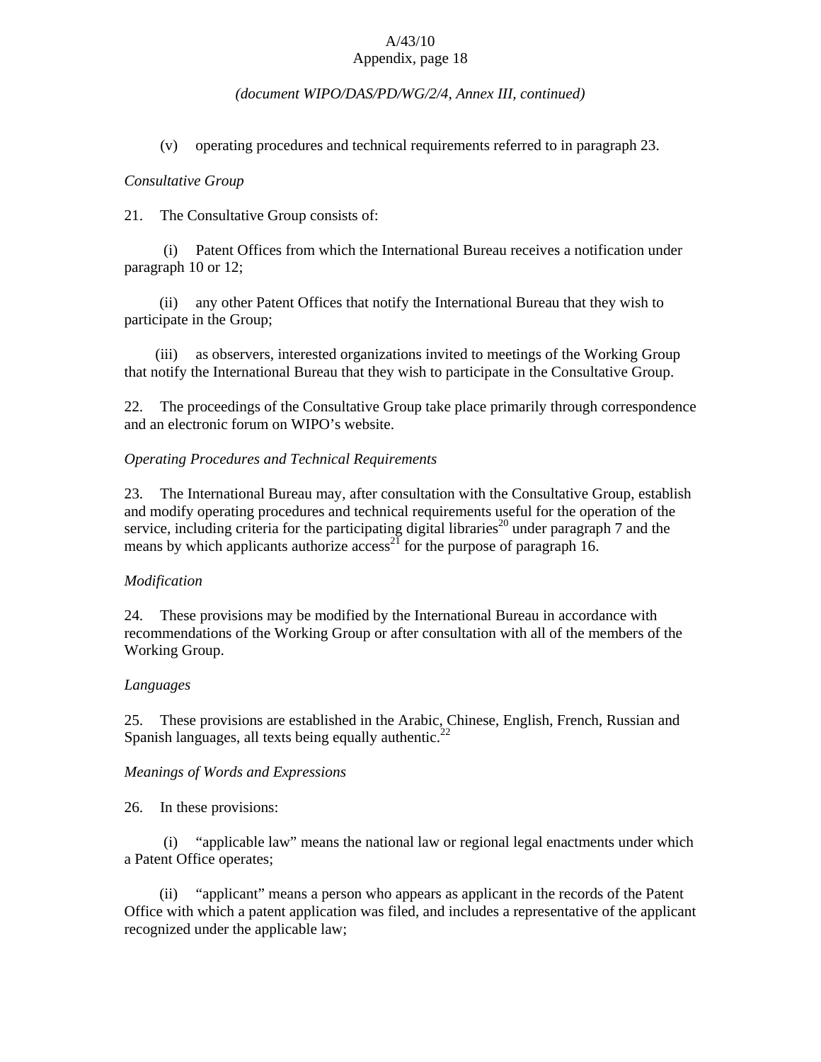*(document WIPO/DAS/PD/WG/2/4, Annex III, continued)*

(v) operating procedures and technical requirements referred to in paragraph 23.

*Consultative Group*

21. The Consultative Group consists of:

(i) Patent Offices from which the International Bureau receives a notification under paragraph 10 or 12;

(ii) any other Patent Offices that notify the International Bureau that they wish to participate in the Group;

(iii) as observers, interested organizations invited to meetings of the Working Group that notify the International Bureau that they wish to participate in the Consultative Group.

22. The proceedings of the Consultative Group take place primarily through correspondence and an electronic forum on WIPO's website.

*Operating Procedures and Technical Requirements*

23. The International Bureau may, after consultation with the Consultative Group, establish and modify operating procedures and technical requirements useful for the operation of the service, including criteria for the participating digital libraries[20] under paragraph 7 and the means by which applicants authorize access[21] for the purpose of paragraph 16.

*Modification*

24. These provisions may be modified by the International Bureau in accordance with recommendations of the Working Group or after consultation with all of the members of the Working Group.

*Languages*

25. These provisions are established in the Arabic, Chinese, English, French, Russian and Spanish languages, all texts being equally authentic.[22]

*Meanings of Words and Expressions*

26. In these provisions:

(i) "applicable law" means the national law or regional legal enactments under which a Patent Office operates;

(ii) "applicant" means a person who appears as applicant in the records of the Patent Office with which a patent application was filed, and includes a representative of the applicant recognized under the applicable law;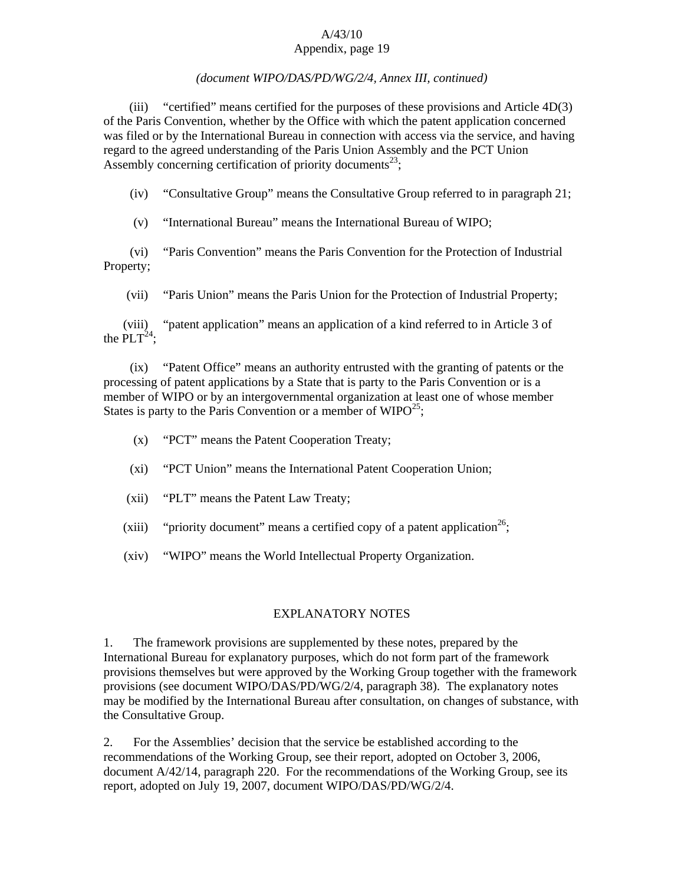*(document WIPO/DAS/PD/WG/2/4, Annex III, continued)*

(iii) "certified" means certified for the purposes of these provisions and Article 4D(3) of the Paris Convention, whether by the Office with which the patent application concerned was filed or by the International Bureau in connection with access via the service, and having regard to the agreed understanding of the Paris Union Assembly and the PCT Union Assembly concerning certification of priority documents[23];

(iv) "Consultative Group" means the Consultative Group referred to in paragraph 21;

(v) "International Bureau" means the International Bureau of WIPO;

(vi) "Paris Convention" means the Paris Convention for the Protection of Industrial Property;

(vii) "Paris Union" means the Paris Union for the Protection of Industrial Property;

(viii) "patent application" means an application of a kind referred to in Article 3 of the PLT[24];

(ix) "Patent Office" means an authority entrusted with the granting of patents or the processing of patent applications by a State that is party to the Paris Convention or is a member of WIPO or by an intergovernmental organization at least one of whose member States is party to the Paris Convention or a member of WIPO[25];

(x) "PCT" means the Patent Cooperation Treaty;

(xi) "PCT Union" means the International Patent Cooperation Union;

(xii) "PLT" means the Patent Law Treaty;

(xiii) "priority document" means a certified copy of a patent application[26];

(xiv) "WIPO" means the World Intellectual Property Organization.

## EXPLANATORY NOTES

1. The framework provisions are supplemented by these notes, prepared by the International Bureau for explanatory purposes, which do not form part of the framework provisions themselves but were approved by the Working Group together with the framework provisions (see document WIPO/DAS/PD/WG/2/4, paragraph 38). The explanatory notes may be modified by the International Bureau after consultation, on changes of substance, with the Consultative Group.

2. For the Assemblies' decision that the service be established according to the recommendations of the Working Group, see their report, adopted on October 3, 2006, document A/42/14, paragraph 220. For the recommendations of the Working Group, see its report, adopted on July 19, 2007, document WIPO/DAS/PD/WG/2/4.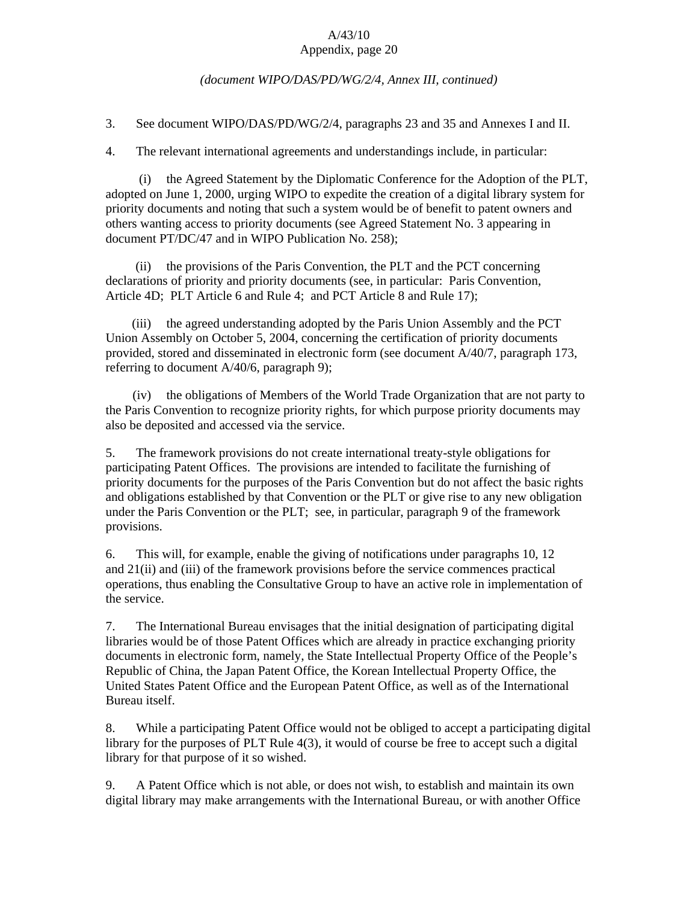*(document WIPO/DAS/PD/WG/2/4, Annex III, continued)*

3. See document WIPO/DAS/PD/WG/2/4, paragraphs 23 and 35 and Annexes I and II.

4. The relevant international agreements and understandings include, in particular:

(i) the Agreed Statement by the Diplomatic Conference for the Adoption of the PLT, adopted on June 1, 2000, urging WIPO to expedite the creation of a digital library system for priority documents and noting that such a system would be of benefit to patent owners and others wanting access to priority documents (see Agreed Statement No. 3 appearing in document PT/DC/47 and in WIPO Publication No. 258);

(ii) the provisions of the Paris Convention, the PLT and the PCT concerning declarations of priority and priority documents (see, in particular: Paris Convention, Article 4D; PLT Article 6 and Rule 4; and PCT Article 8 and Rule 17);

(iii) the agreed understanding adopted by the Paris Union Assembly and the PCT Union Assembly on October 5, 2004, concerning the certification of priority documents provided, stored and disseminated in electronic form (see document A/40/7, paragraph 173, referring to document A/40/6, paragraph 9);

(iv) the obligations of Members of the World Trade Organization that are not party to the Paris Convention to recognize priority rights, for which purpose priority documents may also be deposited and accessed via the service.

5. The framework provisions do not create international treaty-style obligations for participating Patent Offices. The provisions are intended to facilitate the furnishing of priority documents for the purposes of the Paris Convention but do not affect the basic rights and obligations established by that Convention or the PLT or give rise to any new obligation under the Paris Convention or the PLT; see, in particular, paragraph 9 of the framework provisions.

6. This will, for example, enable the giving of notifications under paragraphs 10, 12 and 21(ii) and (iii) of the framework provisions before the service commences practical operations, thus enabling the Consultative Group to have an active role in implementation of the service.

7. The International Bureau envisages that the initial designation of participating digital libraries would be of those Patent Offices which are already in practice exchanging priority documents in electronic form, namely, the State Intellectual Property Office of the People's Republic of China, the Japan Patent Office, the Korean Intellectual Property Office, the United States Patent Office and the European Patent Office, as well as of the International Bureau itself.

8. While a participating Patent Office would not be obliged to accept a participating digital library for the purposes of PLT Rule 4(3), it would of course be free to accept such a digital library for that purpose of it so wished.

9. A Patent Office which is not able, or does not wish, to establish and maintain its own digital library may make arrangements with the International Bureau, or with another Office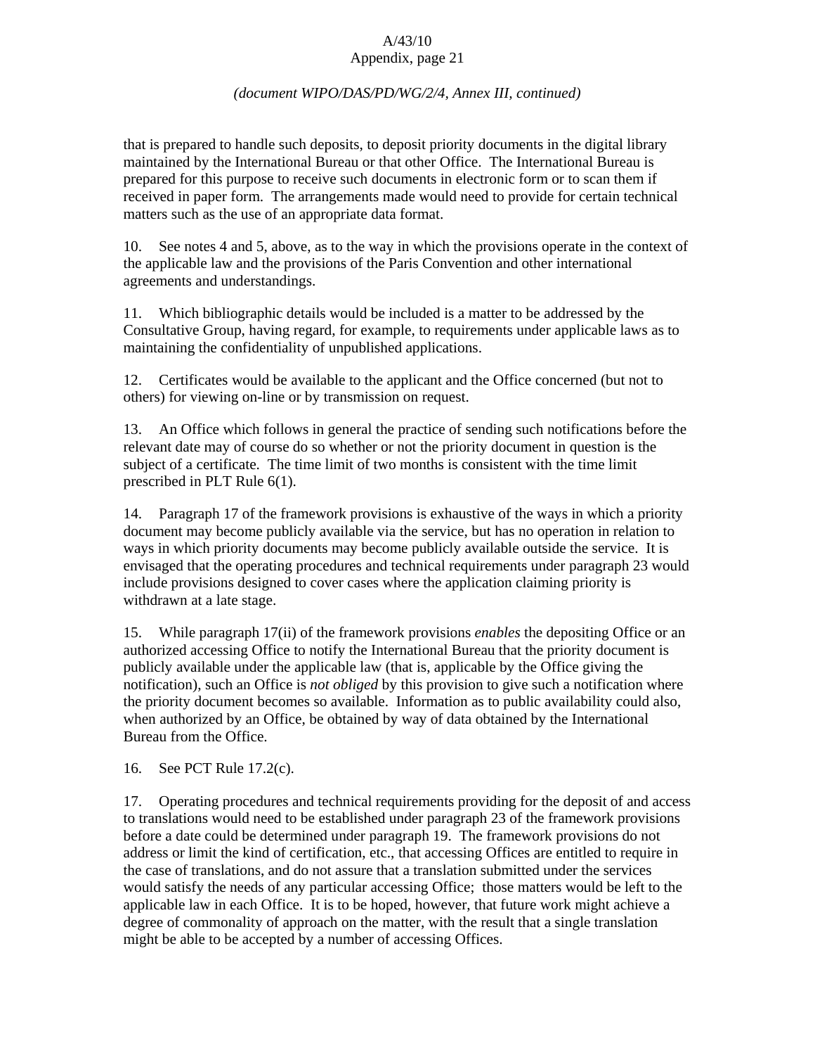*(document WIPO/DAS/PD/WG/2/4, Annex III, continued)*

that is prepared to handle such deposits, to deposit priority documents in the digital library maintained by the International Bureau or that other Office. The International Bureau is prepared for this purpose to receive such documents in electronic form or to scan them if received in paper form. The arrangements made would need to provide for certain technical matters such as the use of an appropriate data format.

10. See notes 4 and 5, above, as to the way in which the provisions operate in the context of the applicable law and the provisions of the Paris Convention and other international agreements and understandings.

11. Which bibliographic details would be included is a matter to be addressed by the Consultative Group, having regard, for example, to requirements under applicable laws as to maintaining the confidentiality of unpublished applications.

12. Certificates would be available to the applicant and the Office concerned (but not to others) for viewing on-line or by transmission on request.

13. An Office which follows in general the practice of sending such notifications before the relevant date may of course do so whether or not the priority document in question is the subject of a certificate. The time limit of two months is consistent with the time limit prescribed in PLT Rule 6(1).

14. Paragraph 17 of the framework provisions is exhaustive of the ways in which a priority document may become publicly available via the service, but has no operation in relation to ways in which priority documents may become publicly available outside the service. It is envisaged that the operating procedures and technical requirements under paragraph 23 would include provisions designed to cover cases where the application claiming priority is withdrawn at a late stage.

15. While paragraph 17(ii) of the framework provisions *enables* the depositing Office or an authorized accessing Office to notify the International Bureau that the priority document is publicly available under the applicable law (that is, applicable by the Office giving the notification), such an Office is *not obliged* by this provision to give such a notification where the priority document becomes so available. Information as to public availability could also, when authorized by an Office, be obtained by way of data obtained by the International Bureau from the Office.

16. See PCT Rule 17.2(c).

17. Operating procedures and technical requirements providing for the deposit of and access to translations would need to be established under paragraph 23 of the framework provisions before a date could be determined under paragraph 19. The framework provisions do not address or limit the kind of certification, etc., that accessing Offices are entitled to require in the case of translations, and do not assure that a translation submitted under the services would satisfy the needs of any particular accessing Office; those matters would be left to the applicable law in each Office. It is to be hoped, however, that future work might achieve a degree of commonality of approach on the matter, with the result that a single translation might be able to be accepted by a number of accessing Offices.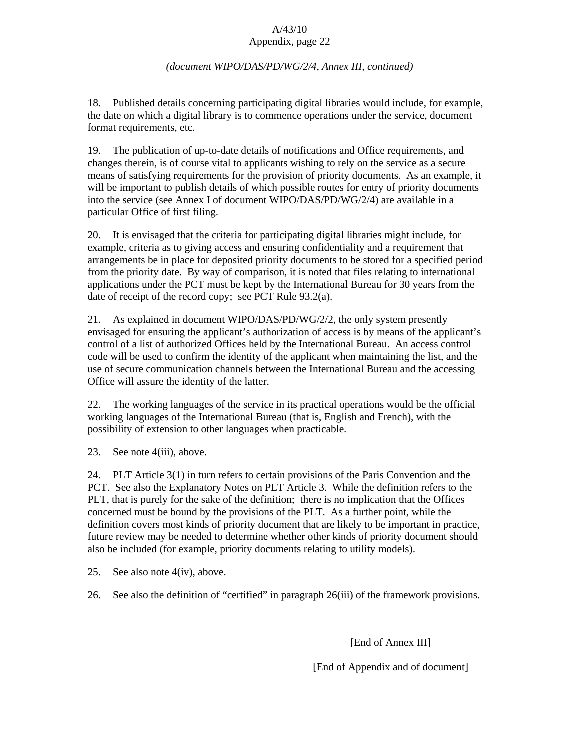*(document WIPO/DAS/PD/WG/2/4, Annex III, continued)*

18. Published details concerning participating digital libraries would include, for example, the date on which a digital library is to commence operations under the service, document format requirements, etc.

19. The publication of up-to-date details of notifications and Office requirements, and changes therein, is of course vital to applicants wishing to rely on the service as a secure means of satisfying requirements for the provision of priority documents. As an example, it will be important to publish details of which possible routes for entry of priority documents into the service (see Annex I of document WIPO/DAS/PD/WG/2/4) are available in a particular Office of first filing.

20. It is envisaged that the criteria for participating digital libraries might include, for example, criteria as to giving access and ensuring confidentiality and a requirement that arrangements be in place for deposited priority documents to be stored for a specified period from the priority date. By way of comparison, it is noted that files relating to international applications under the PCT must be kept by the International Bureau for 30 years from the date of receipt of the record copy; see PCT Rule 93.2(a).

21. As explained in document WIPO/DAS/PD/WG/2/2, the only system presently envisaged for ensuring the applicant's authorization of access is by means of the applicant's control of a list of authorized Offices held by the International Bureau. An access control code will be used to confirm the identity of the applicant when maintaining the list, and the use of secure communication channels between the International Bureau and the accessing Office will assure the identity of the latter.

22. The working languages of the service in its practical operations would be the official working languages of the International Bureau (that is, English and French), with the possibility of extension to other languages when practicable.

23. See note 4(iii), above.

24. PLT Article 3(1) in turn refers to certain provisions of the Paris Convention and the PCT. See also the Explanatory Notes on PLT Article 3. While the definition refers to the PLT, that is purely for the sake of the definition; there is no implication that the Offices concerned must be bound by the provisions of the PLT. As a further point, while the definition covers most kinds of priority document that are likely to be important in practice, future review may be needed to determine whether other kinds of priority document should also be included (for example, priority documents relating to utility models).

25. See also note 4(iv), above.

26. See also the definition of "certified" in paragraph 26(iii) of the framework provisions.

[End of Annex III]

[End of Appendix and of document]